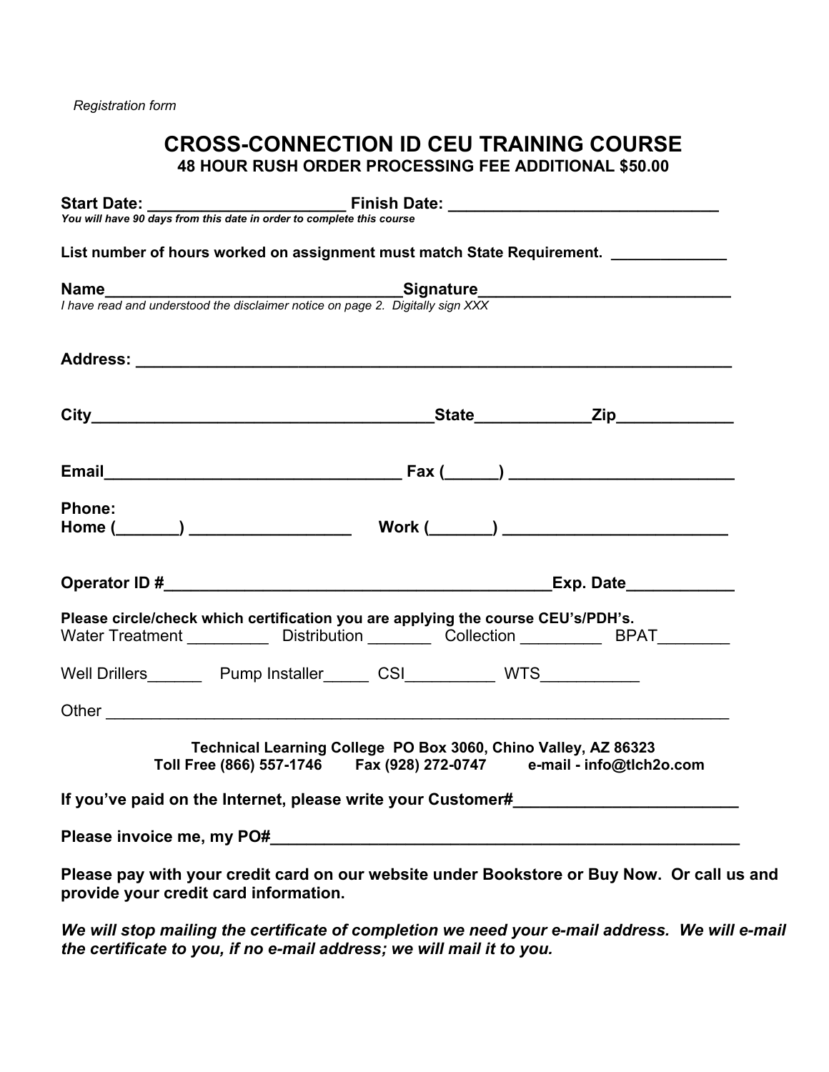*Registration form*

# CROSS-CONNECTION ID CEU TRAINING COURSE

**48 HOUR RUSH ORDER PROCESSING FEE ADDITIONAL $50.00**

**Start Date: ______________________ Finish Date: ______________________________**
***You will have 90 days from this date in order to complete this course***

**List number of hours worked on assignment must match State Requirement. _____________**

**Name_________________________________Signature___________________________**
*I have read and understood the disclaimer notice on page 2. Digitally sign XXX*

**Address: ________________________________________________________________**

**City_____________________________________State____________Zip____________**

**Email________________________________ Fax (_____) ________________________**

**Phone:**
**Home (_______) _________________ Work (_______) ________________________**

**Operator ID #__________________________________________Exp. Date___________**

**Please circle/check which certification you are applying the course CEU's/PDH's.**
Water Treatment _________ Distribution _______ Collection _________ BPAT________

Well Drillers______ Pump Installer_____ CSI__________ WTS___________

Other ____________________________________________________________________

**Technical Learning College PO Box 3060, Chino Valley, AZ 86323**
**Toll Free (866) 557-1746 Fax (928) 272-0747 e-mail - info@tlch2o.com**

**If you've paid on the Internet, please write your Customer#________________________**

**Please invoice me, my PO#_____________________________________________________**

**Please pay with your credit card on our website under Bookstore or Buy Now. Or call us and provide your credit card information.**

***We will stop mailing the certificate of completion we need your e-mail address. We will e-mail the certificate to you, if no e-mail address; we will mail it to you.***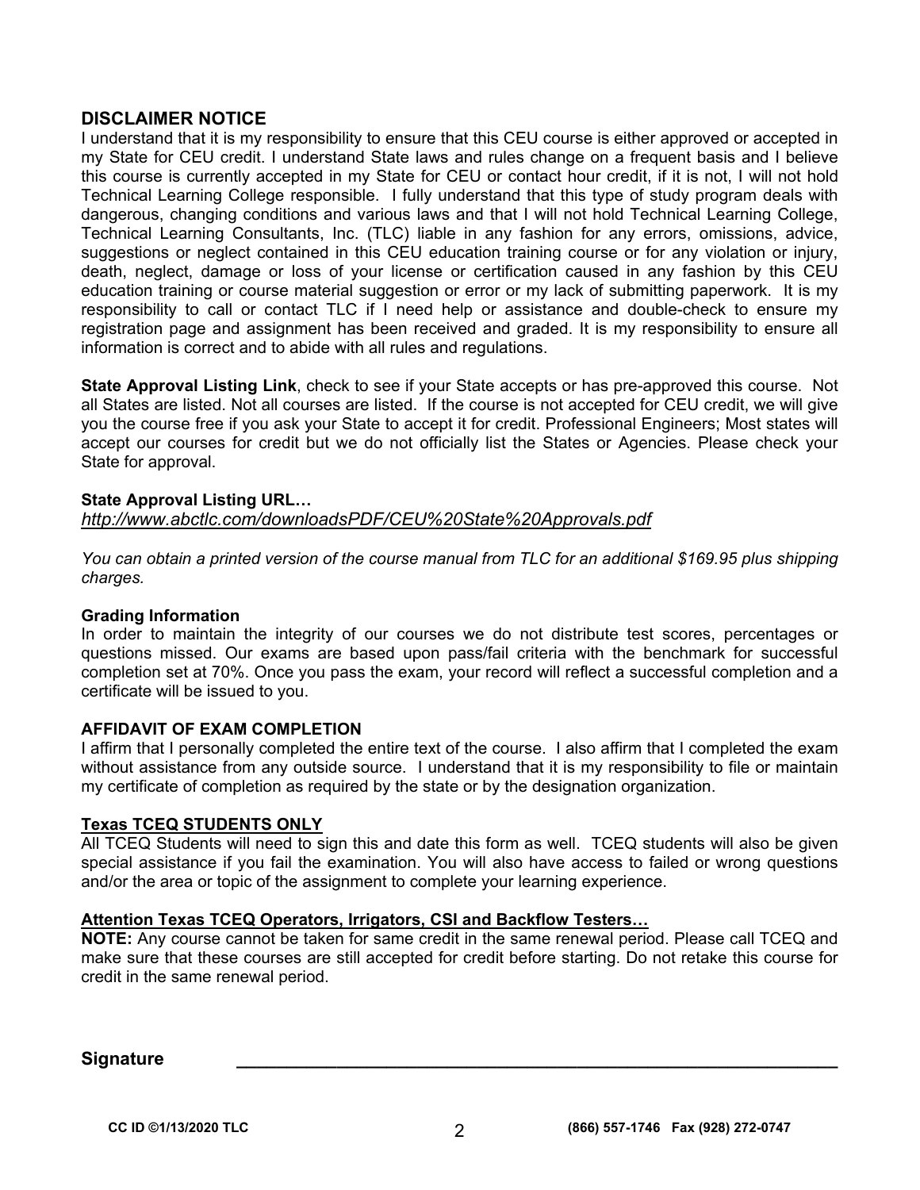## DISCLAIMER NOTICE

I understand that it is my responsibility to ensure that this CEU course is either approved or accepted in my State for CEU credit. I understand State laws and rules change on a frequent basis and I believe this course is currently accepted in my State for CEU or contact hour credit, if it is not, I will not hold Technical Learning College responsible. I fully understand that this type of study program deals with dangerous, changing conditions and various laws and that I will not hold Technical Learning College, Technical Learning Consultants, Inc. (TLC) liable in any fashion for any errors, omissions, advice, suggestions or neglect contained in this CEU education training course or for any violation or injury, death, neglect, damage or loss of your license or certification caused in any fashion by this CEU education training or course material suggestion or error or my lack of submitting paperwork. It is my responsibility to call or contact TLC if I need help or assistance and double-check to ensure my registration page and assignment has been received and graded. It is my responsibility to ensure all information is correct and to abide with all rules and regulations.

**State Approval Listing Link**, check to see if your State accepts or has pre-approved this course. Not all States are listed. Not all courses are listed. If the course is not accepted for CEU credit, we will give you the course free if you ask your State to accept it for credit. Professional Engineers; Most states will accept our courses for credit but we do not officially list the States or Agencies. Please check your State for approval.

**State Approval Listing URL…**
*http://www.abctlc.com/downloadsPDF/CEU%20State%20Approvals.pdf*

*You can obtain a printed version of the course manual from TLC for an additional $169.95 plus shipping charges.*

**Grading Information**
In order to maintain the integrity of our courses we do not distribute test scores, percentages or questions missed. Our exams are based upon pass/fail criteria with the benchmark for successful completion set at 70%. Once you pass the exam, your record will reflect a successful completion and a certificate will be issued to you.

**AFFIDAVIT OF EXAM COMPLETION**
I affirm that I personally completed the entire text of the course. I also affirm that I completed the exam without assistance from any outside source. I understand that it is my responsibility to file or maintain my certificate of completion as required by the state or by the designation organization.

**Texas TCEQ STUDENTS ONLY**
All TCEQ Students will need to sign this and date this form as well. TCEQ students will also be given special assistance if you fail the examination. You will also have access to failed or wrong questions and/or the area or topic of the assignment to complete your learning experience.

**Attention Texas TCEQ Operators, Irrigators, CSI and Backflow Testers…**
**NOTE:** Any course cannot be taken for same credit in the same renewal period. Please call TCEQ and make sure that these courses are still accepted for credit before starting. Do not retake this course for credit in the same renewal period.

**Signature** ________________________________________________________________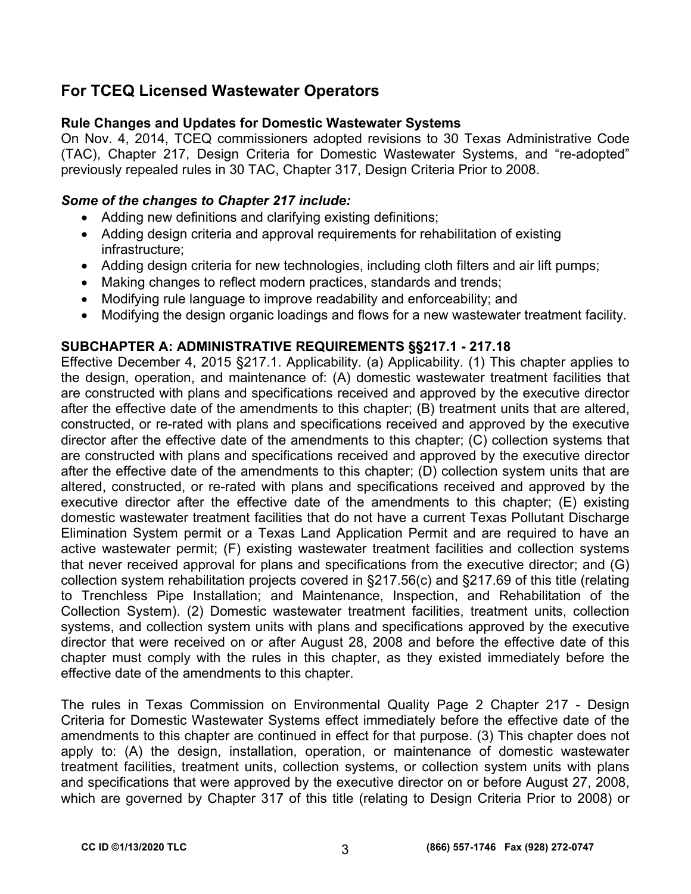## For TCEQ Licensed Wastewater Operators

**Rule Changes and Updates for Domestic Wastewater Systems**

On Nov. 4, 2014, TCEQ commissioners adopted revisions to 30 Texas Administrative Code (TAC), Chapter 217, Design Criteria for Domestic Wastewater Systems, and "re-adopted" previously repealed rules in 30 TAC, Chapter 317, Design Criteria Prior to 2008.

***Some of the changes to Chapter 217 include:***

- Adding new definitions and clarifying existing definitions;
- Adding design criteria and approval requirements for rehabilitation of existing infrastructure;
- Adding design criteria for new technologies, including cloth filters and air lift pumps;
- Making changes to reflect modern practices, standards and trends;
- Modifying rule language to improve readability and enforceability; and
- Modifying the design organic loadings and flows for a new wastewater treatment facility.

**SUBCHAPTER A: ADMINISTRATIVE REQUIREMENTS §§217.1 - 217.18**

Effective December 4, 2015 §217.1. Applicability. (a) Applicability. (1) This chapter applies to the design, operation, and maintenance of: (A) domestic wastewater treatment facilities that are constructed with plans and specifications received and approved by the executive director after the effective date of the amendments to this chapter; (B) treatment units that are altered, constructed, or re-rated with plans and specifications received and approved by the executive director after the effective date of the amendments to this chapter; (C) collection systems that are constructed with plans and specifications received and approved by the executive director after the effective date of the amendments to this chapter; (D) collection system units that are altered, constructed, or re-rated with plans and specifications received and approved by the executive director after the effective date of the amendments to this chapter; (E) existing domestic wastewater treatment facilities that do not have a current Texas Pollutant Discharge Elimination System permit or a Texas Land Application Permit and are required to have an active wastewater permit; (F) existing wastewater treatment facilities and collection systems that never received approval for plans and specifications from the executive director; and (G) collection system rehabilitation projects covered in §217.56(c) and §217.69 of this title (relating to Trenchless Pipe Installation; and Maintenance, Inspection, and Rehabilitation of the Collection System). (2) Domestic wastewater treatment facilities, treatment units, collection systems, and collection system units with plans and specifications approved by the executive director that were received on or after August 28, 2008 and before the effective date of this chapter must comply with the rules in this chapter, as they existed immediately before the effective date of the amendments to this chapter.

The rules in Texas Commission on Environmental Quality Page 2 Chapter 217 - Design Criteria for Domestic Wastewater Systems effect immediately before the effective date of the amendments to this chapter are continued in effect for that purpose. (3) This chapter does not apply to: (A) the design, installation, operation, or maintenance of domestic wastewater treatment facilities, treatment units, collection systems, or collection system units with plans and specifications that were approved by the executive director on or before August 27, 2008, which are governed by Chapter 317 of this title (relating to Design Criteria Prior to 2008) or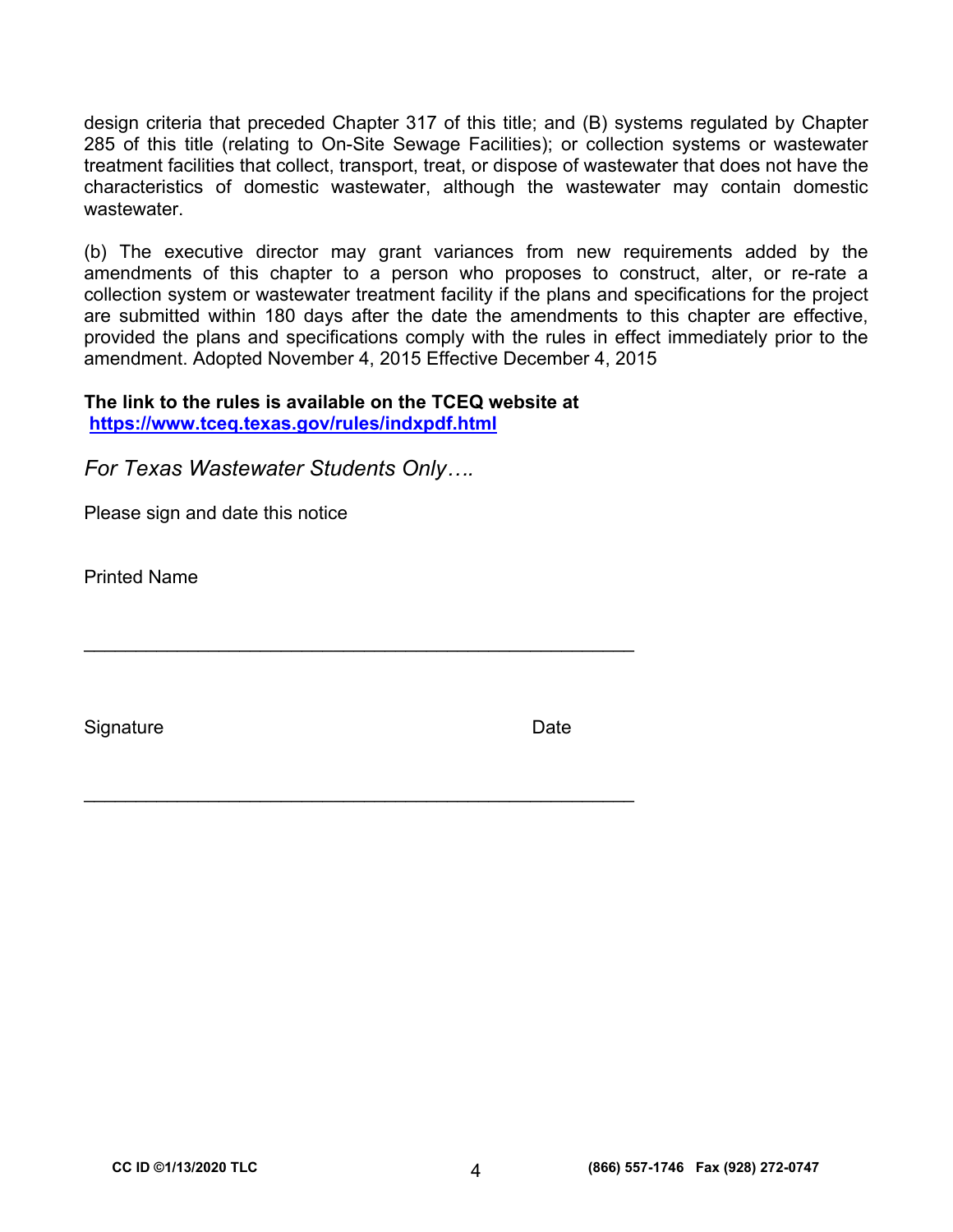design criteria that preceded Chapter 317 of this title; and (B) systems regulated by Chapter 285 of this title (relating to On-Site Sewage Facilities); or collection systems or wastewater treatment facilities that collect, transport, treat, or dispose of wastewater that does not have the characteristics of domestic wastewater, although the wastewater may contain domestic wastewater.

(b) The executive director may grant variances from new requirements added by the amendments of this chapter to a person who proposes to construct, alter, or re-rate a collection system or wastewater treatment facility if the plans and specifications for the project are submitted within 180 days after the date the amendments to this chapter are effective, provided the plans and specifications comply with the rules in effect immediately prior to the amendment. Adopted November 4, 2015 Effective December 4, 2015

**The link to the rules is available on the TCEQ website at**
**https://www.tceq.texas.gov/rules/indxpdf.html**

*For Texas Wastewater Students Only….*

Please sign and date this notice

Printed Name

_____________________________________________________

Signature                                                                 Date

_____________________________________________________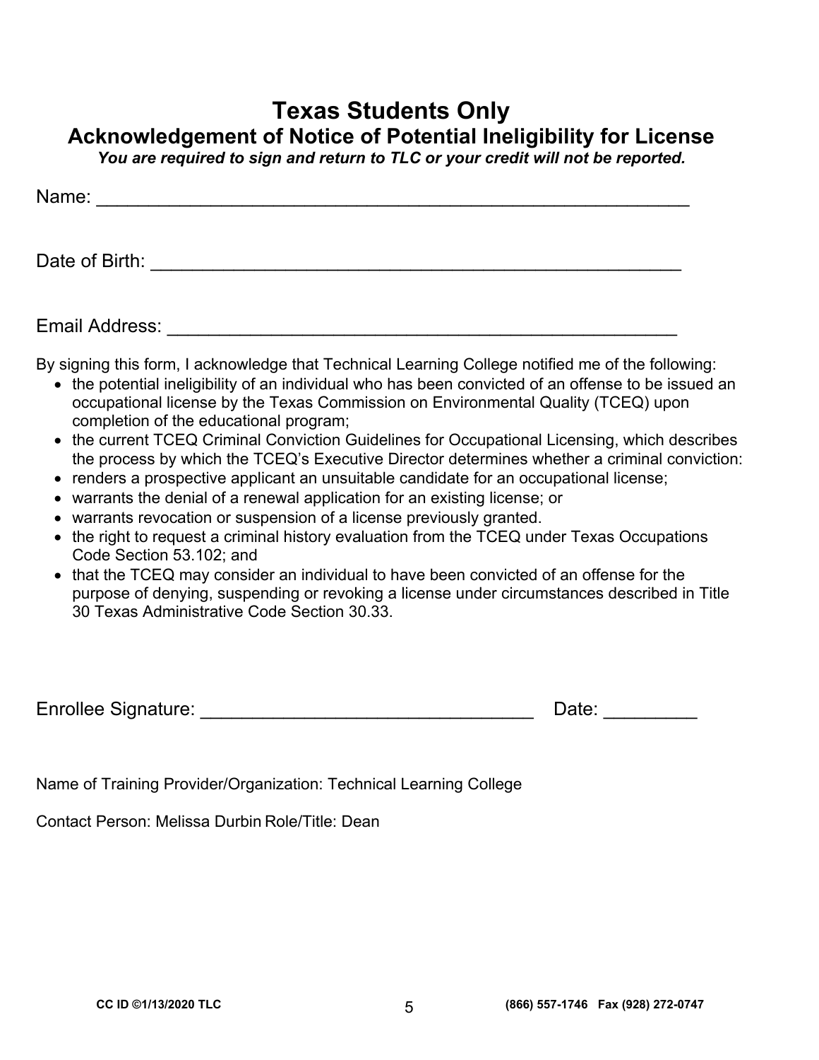# Texas Students Only

## Acknowledgement of Notice of Potential Ineligibility for License

***You are required to sign and return to TLC or your credit will not be reported.***

Name: ___________________________________________________________

Date of Birth: ____________________________________________________

Email Address: ___________________________________________________

By signing this form, I acknowledge that Technical Learning College notified me of the following:

- the potential ineligibility of an individual who has been convicted of an offense to be issued an occupational license by the Texas Commission on Environmental Quality (TCEQ) upon completion of the educational program;
- the current TCEQ Criminal Conviction Guidelines for Occupational Licensing, which describes the process by which the TCEQ's Executive Director determines whether a criminal conviction:
- renders a prospective applicant an unsuitable candidate for an occupational license;
- warrants the denial of a renewal application for an existing license; or
- warrants revocation or suspension of a license previously granted.
- the right to request a criminal history evaluation from the TCEQ under Texas Occupations Code Section 53.102; and
- that the TCEQ may consider an individual to have been convicted of an offense for the purpose of denying, suspending or revoking a license under circumstances described in Title 30 Texas Administrative Code Section 30.33.

Enrollee Signature: ________________________________ Date: _________

Name of Training Provider/Organization: Technical Learning College

Contact Person: Melissa Durbin Role/Title: Dean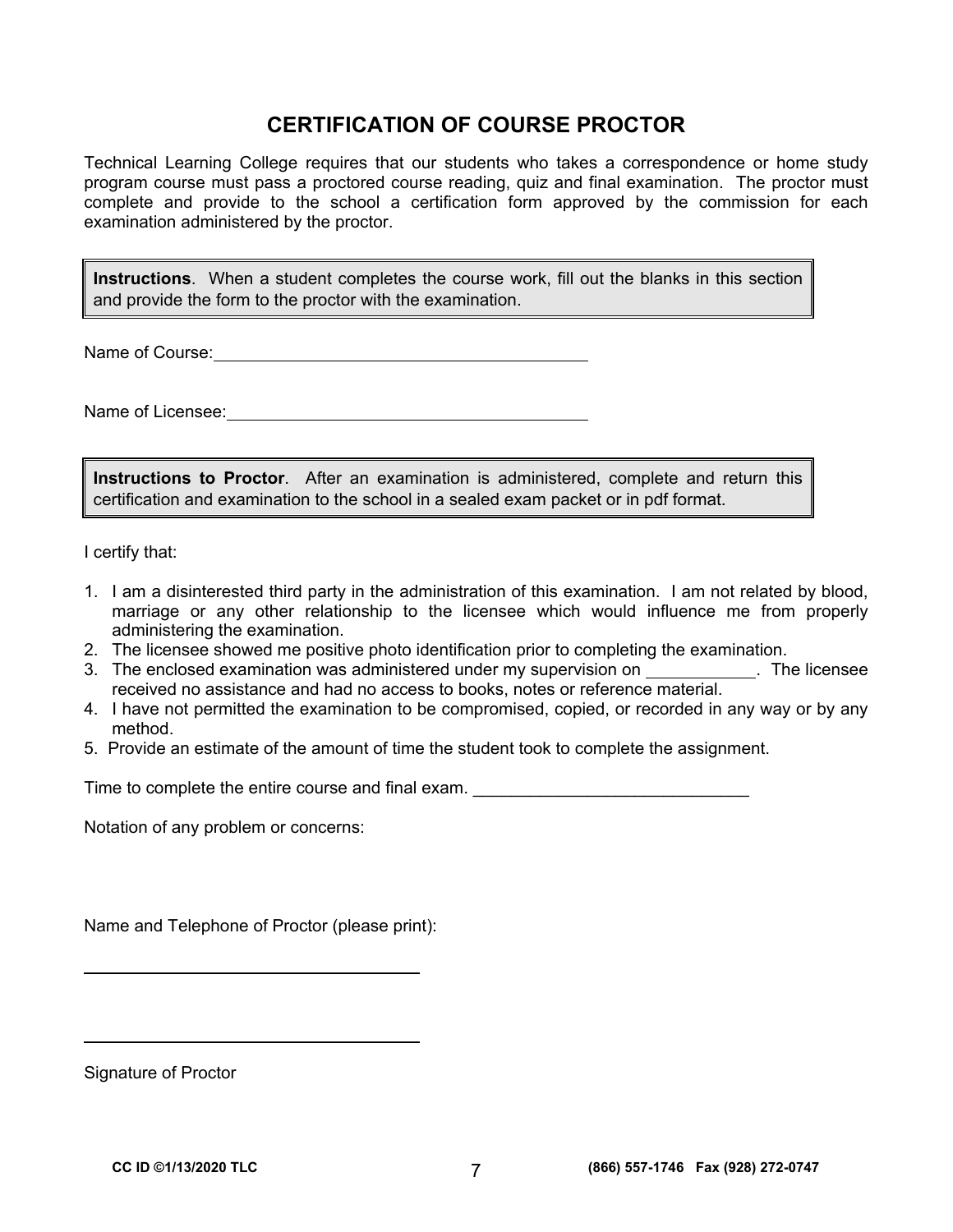# CERTIFICATION OF COURSE PROCTOR

Technical Learning College requires that our students who takes a correspondence or home study program course must pass a proctored course reading, quiz and final examination. The proctor must complete and provide to the school a certification form approved by the commission for each examination administered by the proctor.

> **Instructions**. When a student completes the course work, fill out the blanks in this section and provide the form to the proctor with the examination.

Name of Course: ________________________________________

Name of Licensee: ________________________________________

> **Instructions to Proctor**. After an examination is administered, complete and return this certification and examination to the school in a sealed exam packet or in pdf format.

I certify that:

1. I am a disinterested third party in the administration of this examination. I am not related by blood, marriage or any other relationship to the licensee which would influence me from properly administering the examination.
2. The licensee showed me positive photo identification prior to completing the examination.
3. The enclosed examination was administered under my supervision on ____________. The licensee received no assistance and had no access to books, notes or reference material.
4. I have not permitted the examination to be compromised, copied, or recorded in any way or by any method.
5. Provide an estimate of the amount of time the student took to complete the assignment.

Time to complete the entire course and final exam. ______________________________

Notation of any problem or concerns:

Name and Telephone of Proctor (please print):

________________________________________

________________________________________

Signature of Proctor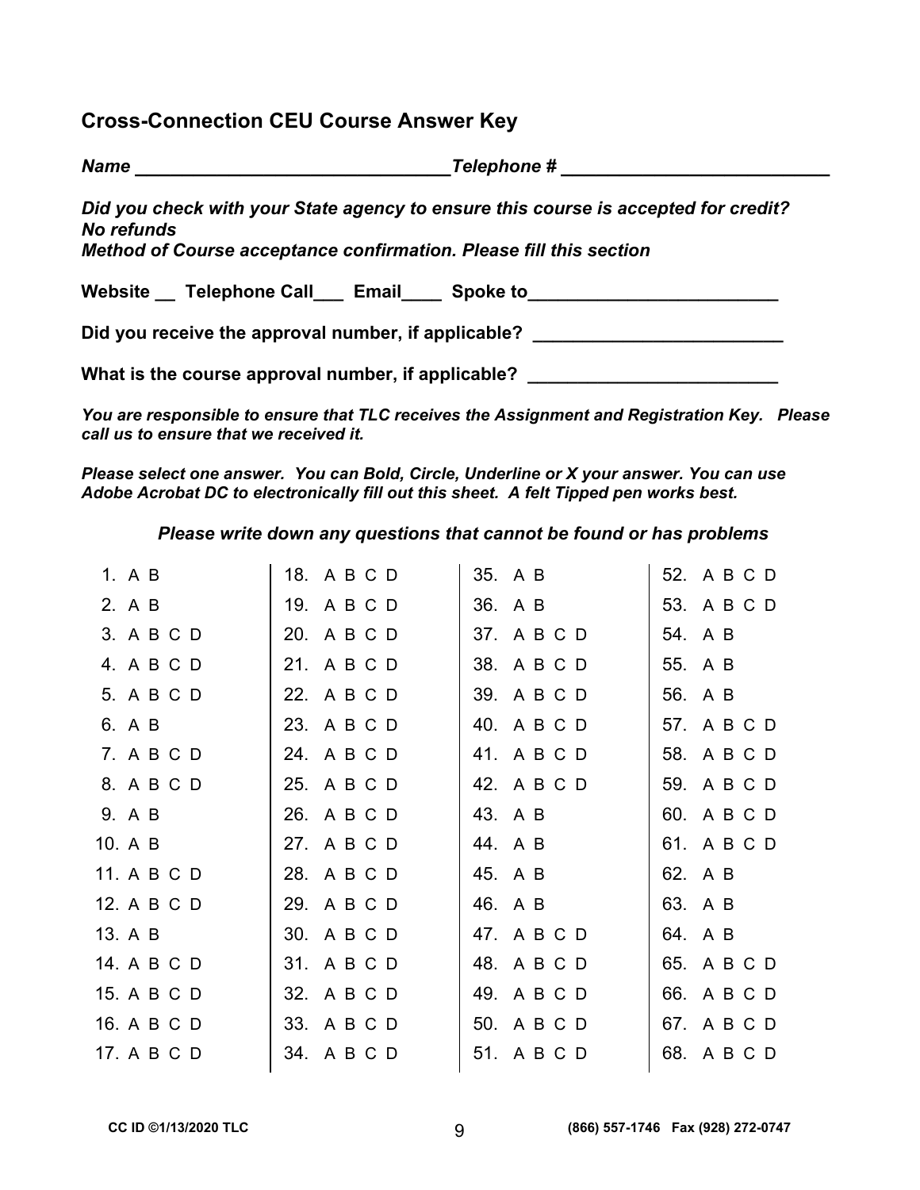## Cross-Connection CEU Course Answer Key

***Name* ______________________________*Telephone #* __________________________**

***Did you check with your State agency to ensure this course is accepted for credit? No refunds***

***Method of Course acceptance confirmation. Please fill this section***

**Website __ Telephone Call___ Email____ Spoke to________________________**

**Did you receive the approval number, if applicable? ________________________**

**What is the course approval number, if applicable? ________________________**

***You are responsible to ensure that TLC receives the Assignment and Registration Key. Please call us to ensure that we received it.***

***Please select one answer. You can Bold, Circle, Underline or X your answer. You can use Adobe Acrobat DC to electronically fill out this sheet. A felt Tipped pen works best.***

***Please write down any questions that cannot be found or has problems***

| | | | |
|---|---|---|---|
| 1. A B | 18. A B C D | 35. A B | 52. A B C D |
| 2. A B | 19. A B C D | 36. A B | 53. A B C D |
| 3. A B C D | 20. A B C D | 37. A B C D | 54. A B |
| 4. A B C D | 21. A B C D | 38. A B C D | 55. A B |
| 5. A B C D | 22. A B C D | 39. A B C D | 56. A B |
| 6. A B | 23. A B C D | 40. A B C D | 57. A B C D |
| 7. A B C D | 24. A B C D | 41. A B C D | 58. A B C D |
| 8. A B C D | 25. A B C D | 42. A B C D | 59. A B C D |
| 9. A B | 26. A B C D | 43. A B | 60. A B C D |
| 10. A B | 27. A B C D | 44. A B | 61. A B C D |
| 11. A B C D | 28. A B C D | 45. A B | 62. A B |
| 12. A B C D | 29. A B C D | 46. A B | 63. A B |
| 13. A B | 30. A B C D | 47. A B C D | 64. A B |
| 14. A B C D | 31. A B C D | 48. A B C D | 65. A B C D |
| 15. A B C D | 32. A B C D | 49. A B C D | 66. A B C D |
| 16. A B C D | 33. A B C D | 50. A B C D | 67. A B C D |
| 17. A B C D | 34. A B C D | 51. A B C D | 68. A B C D |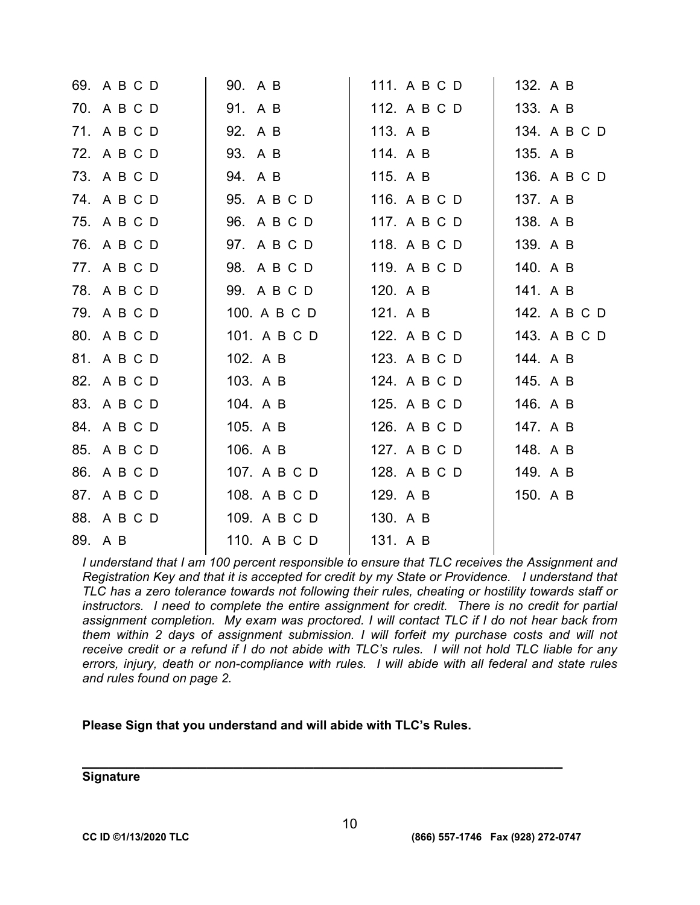69. A B C D
70. A B C D
71. A B C D
72. A B C D
73. A B C D
74. A B C D
75. A B C D
76. A B C D
77. A B C D
78. A B C D
79. A B C D
80. A B C D
81. A B C D
82. A B C D
83. A B C D
84. A B C D
85. A B C D
86. A B C D
87. A B C D
88. A B C D
89. A B
90. A B
91. A B
92. A B
93. A B
94. A B
95. A B C D
96. A B C D
97. A B C D
98. A B C D
99. A B C D
100. A B C D
101. A B C D
102. A B
103. A B
104. A B
105. A B
106. A B
107. A B C D
108. A B C D
109. A B C D
110. A B C D
111. A B C D
112. A B C D
113. A B
114. A B
115. A B
116. A B C D
117. A B C D
118. A B C D
119. A B C D
120. A B
121. A B
122. A B C D
123. A B C D
124. A B C D
125. A B C D
126. A B C D
127. A B C D
128. A B C D
129. A B
130. A B
131. A B
132. A B
133. A B
134. A B C D
135. A B
136. A B C D
137. A B
138. A B
139. A B
140. A B
141. A B
142. A B C D
143. A B C D
144. A B
145. A B
146. A B
147. A B
148. A B
149. A B
150. A B

*I understand that I am 100 percent responsible to ensure that TLC receives the Assignment and Registration Key and that it is accepted for credit by my State or Providence. I understand that TLC has a zero tolerance towards not following their rules, cheating or hostility towards staff or instructors. I need to complete the entire assignment for credit. There is no credit for partial assignment completion. My exam was proctored. I will contact TLC if I do not hear back from them within 2 days of assignment submission. I will forfeit my purchase costs and will not receive credit or a refund if I do not abide with TLC's rules. I will not hold TLC liable for any errors, injury, death or non-compliance with rules. I will abide with all federal and state rules and rules found on page 2.*

**Please Sign that you understand and will abide with TLC's Rules.**

_________________________________________________________________

**Signature**

**CC ID ©1/13/2020 TLC** **(866) 557-1746 Fax (928) 272-0747**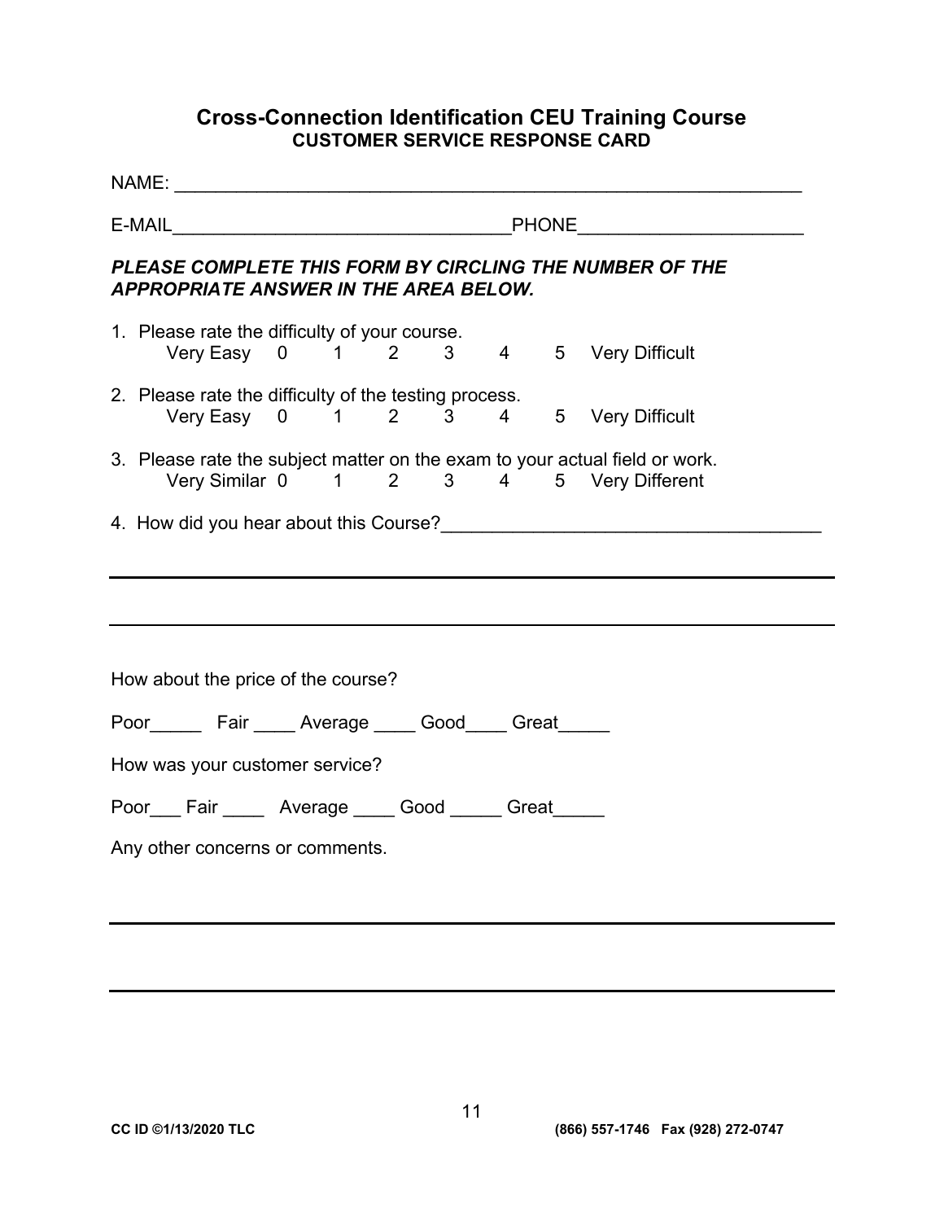# Cross-Connection Identification CEU Training Course

## CUSTOMER SERVICE RESPONSE CARD

NAME: ______________________________________________________________

E-MAIL_________________________________PHONE_____________________

***PLEASE COMPLETE THIS FORM BY CIRCLING THE NUMBER OF THE APPROPRIATE ANSWER IN THE AREA BELOW.***

1. Please rate the difficulty of your course.
   Very Easy 0 1 2 3 4 5 Very Difficult

2. Please rate the difficulty of the testing process.
   Very Easy 0 1 2 3 4 5 Very Difficult

3. Please rate the subject matter on the exam to your actual field or work.
   Very Similar 0 1 2 3 4 5 Very Different

4. How did you hear about this Course?____________________________________

How about the price of the course?

Poor_____ Fair ____ Average ____ Good____ Great_____

How was your customer service?

Poor___ Fair ____ Average ____ Good _____ Great_____

Any other concerns or comments.

CC ID ©1/13/2020 TLC (866) 557-1746 Fax (928) 272-0747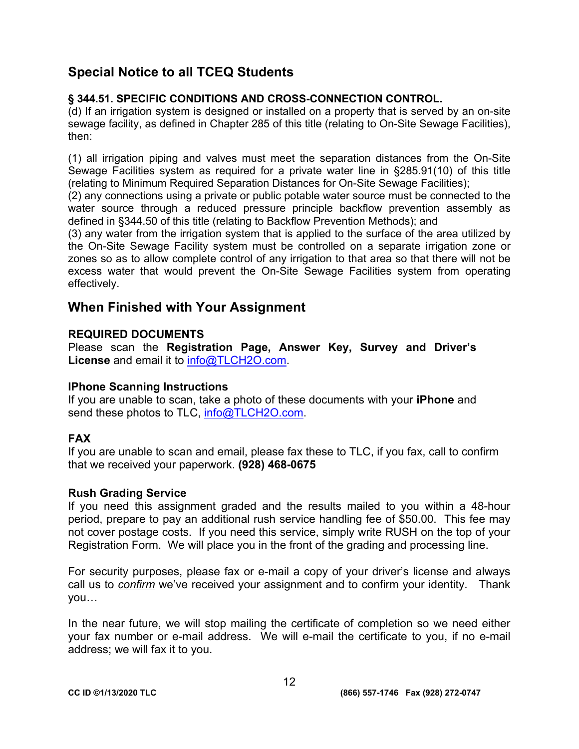## Special Notice to all TCEQ Students

**§ 344.51. SPECIFIC CONDITIONS AND CROSS-CONNECTION CONTROL.**

(d) If an irrigation system is designed or installed on a property that is served by an on-site sewage facility, as defined in Chapter 285 of this title (relating to On-Site Sewage Facilities), then:

(1) all irrigation piping and valves must meet the separation distances from the On-Site Sewage Facilities system as required for a private water line in §285.91(10) of this title (relating to Minimum Required Separation Distances for On-Site Sewage Facilities);
(2) any connections using a private or public potable water source must be connected to the water source through a reduced pressure principle backflow prevention assembly as defined in §344.50 of this title (relating to Backflow Prevention Methods); and
(3) any water from the irrigation system that is applied to the surface of the area utilized by the On-Site Sewage Facility system must be controlled on a separate irrigation zone or zones so as to allow complete control of any irrigation to that area so that there will not be excess water that would prevent the On-Site Sewage Facilities system from operating effectively.

## When Finished with Your Assignment

**REQUIRED DOCUMENTS**

Please scan the **Registration Page, Answer Key, Survey and Driver's License** and email it to info@TLCH2O.com.

**IPhone Scanning Instructions**

If you are unable to scan, take a photo of these documents with your **iPhone** and send these photos to TLC, info@TLCH2O.com.

**FAX**

If you are unable to scan and email, please fax these to TLC, if you fax, call to confirm that we received your paperwork. **(928) 468-0675**

**Rush Grading Service**

If you need this assignment graded and the results mailed to you within a 48-hour period, prepare to pay an additional rush service handling fee of $50.00. This fee may not cover postage costs. If you need this service, simply write RUSH on the top of your Registration Form. We will place you in the front of the grading and processing line.

For security purposes, please fax or e-mail a copy of your driver's license and always call us to *confirm* we've received your assignment and to confirm your identity. Thank you…

In the near future, we will stop mailing the certificate of completion so we need either your fax number or e-mail address. We will e-mail the certificate to you, if no e-mail address; we will fax it to you.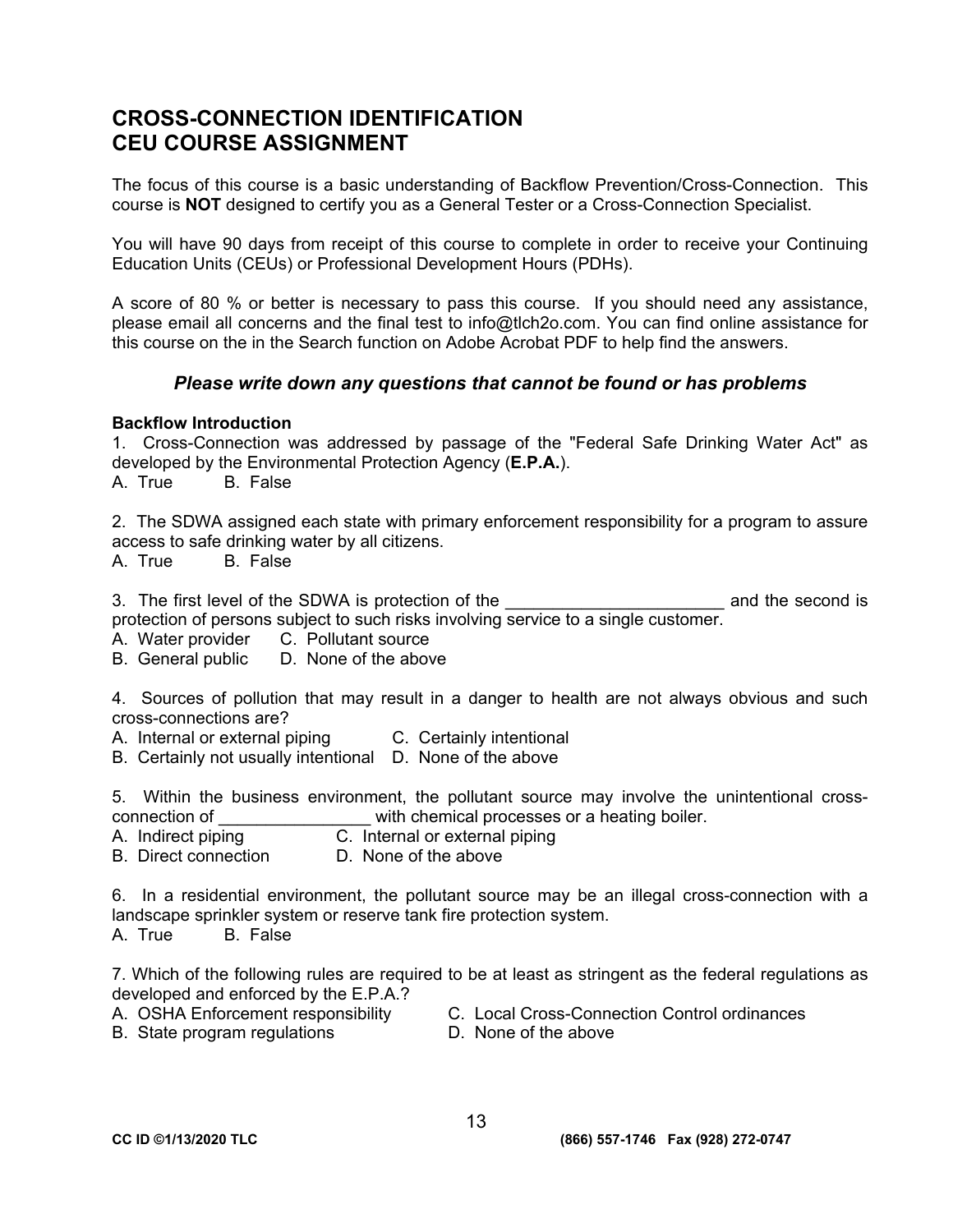# CROSS-CONNECTION IDENTIFICATION CEU COURSE ASSIGNMENT

The focus of this course is a basic understanding of Backflow Prevention/Cross-Connection. This course is **NOT** designed to certify you as a General Tester or a Cross-Connection Specialist.

You will have 90 days from receipt of this course to complete in order to receive your Continuing Education Units (CEUs) or Professional Development Hours (PDHs).

A score of 80 % or better is necessary to pass this course. If you should need any assistance, please email all concerns and the final test to info@tlch2o.com. You can find online assistance for this course on the in the Search function on Adobe Acrobat PDF to help find the answers.

***Please write down any questions that cannot be found or has problems***

**Backflow Introduction**

1. Cross-Connection was addressed by passage of the "Federal Safe Drinking Water Act" as developed by the Environmental Protection Agency (**E.P.A.**).
A. True B. False

2. The SDWA assigned each state with primary enforcement responsibility for a program to assure access to safe drinking water by all citizens.
A. True B. False

3. The first level of the SDWA is protection of the ______________________ and the second is protection of persons subject to such risks involving service to a single customer.
A. Water provider C. Pollutant source
B. General public D. None of the above

4. Sources of pollution that may result in a danger to health are not always obvious and such cross-connections are?
A. Internal or external piping C. Certainly intentional
B. Certainly not usually intentional D. None of the above

5. Within the business environment, the pollutant source may involve the unintentional cross-connection of _______________ with chemical processes or a heating boiler.
A. Indirect piping C. Internal or external piping
B. Direct connection D. None of the above

6. In a residential environment, the pollutant source may be an illegal cross-connection with a landscape sprinkler system or reserve tank fire protection system.
A. True B. False

7. Which of the following rules are required to be at least as stringent as the federal regulations as developed and enforced by the E.P.A.?
A. OSHA Enforcement responsibility C. Local Cross-Connection Control ordinances
B. State program regulations D. None of the above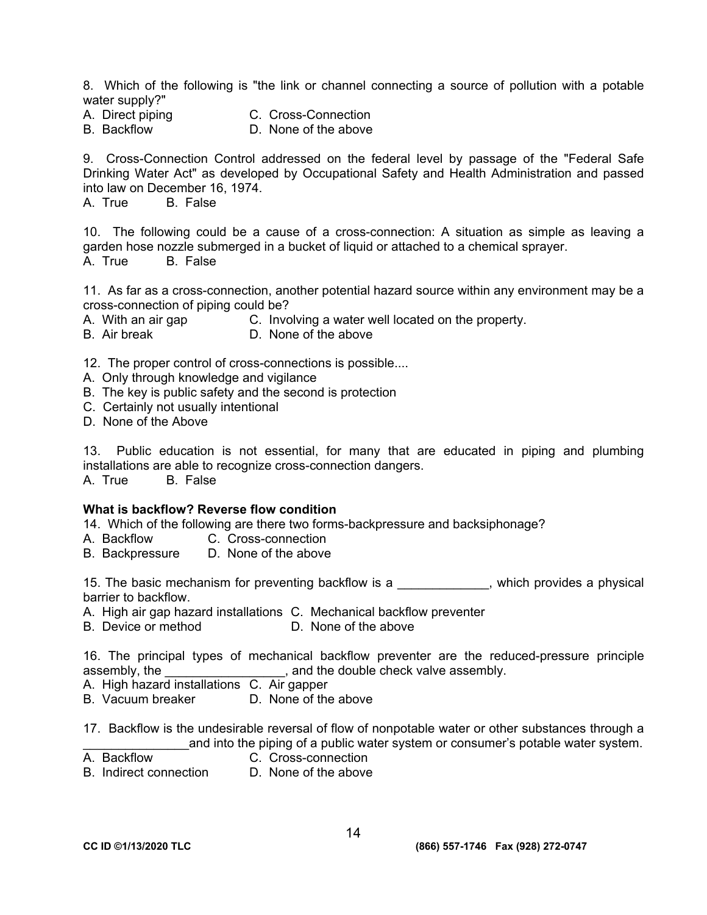8. Which of the following is "the link or channel connecting a source of pollution with a potable water supply?"
A. Direct piping
B. Backflow
C. Cross-Connection
D. None of the above

9. Cross-Connection Control addressed on the federal level by passage of the "Federal Safe Drinking Water Act" as developed by Occupational Safety and Health Administration and passed into law on December 16, 1974.
A. True B. False

10. The following could be a cause of a cross-connection: A situation as simple as leaving a garden hose nozzle submerged in a bucket of liquid or attached to a chemical sprayer.
A. True B. False

11. As far as a cross-connection, another potential hazard source within any environment may be a cross-connection of piping could be?
A. With an air gap
B. Air break
C. Involving a water well located on the property.
D. None of the above

12. The proper control of cross-connections is possible....
A. Only through knowledge and vigilance
B. The key is public safety and the second is protection
C. Certainly not usually intentional
D. None of the Above

13. Public education is not essential, for many that are educated in piping and plumbing installations are able to recognize cross-connection dangers.
A. True B. False

**What is backflow? Reverse flow condition**

14. Which of the following are there two forms-backpressure and backsiphonage?
A. Backflow
B. Backpressure
C. Cross-connection
D. None of the above

15. The basic mechanism for preventing backflow is a _____________, which provides a physical barrier to backflow.
A. High air gap hazard installations
B. Device or method
C. Mechanical backflow preventer
D. None of the above

16. The principal types of mechanical backflow preventer are the reduced-pressure principle assembly, the _________________, and the double check valve assembly.
A. High hazard installations
B. Vacuum breaker
C. Air gapper
D. None of the above

17. Backflow is the undesirable reversal of flow of nonpotable water or other substances through a _______________and into the piping of a public water system or consumer's potable water system.
A. Backflow
B. Indirect connection
C. Cross-connection
D. None of the above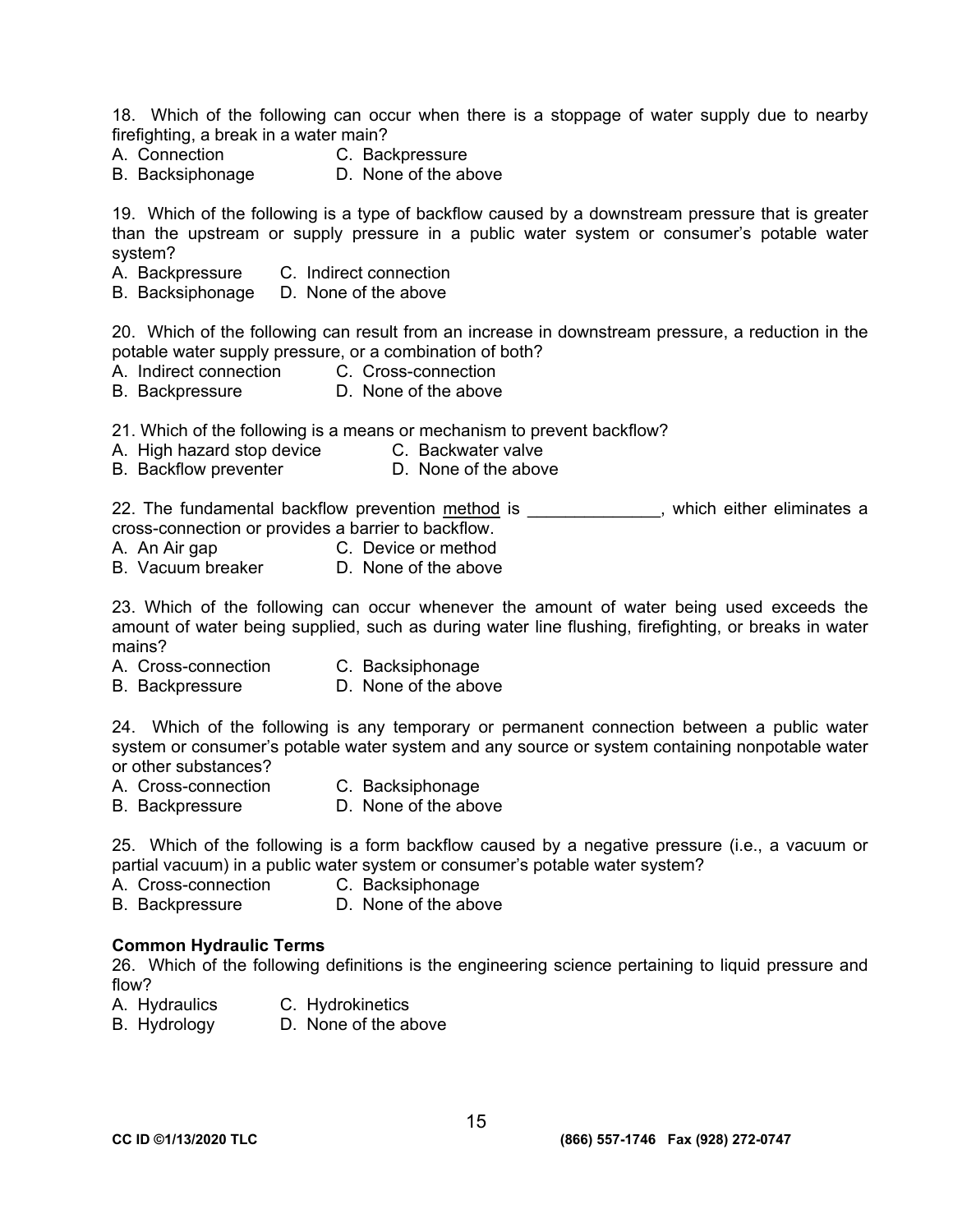18. Which of the following can occur when there is a stoppage of water supply due to nearby firefighting, a break in a water main?

A. Connection C. Backpressure
B. Backsiphonage D. None of the above

19. Which of the following is a type of backflow caused by a downstream pressure that is greater than the upstream or supply pressure in a public water system or consumer's potable water system?

A. Backpressure C. Indirect connection
B. Backsiphonage D. None of the above

20. Which of the following can result from an increase in downstream pressure, a reduction in the potable water supply pressure, or a combination of both?

A. Indirect connection C. Cross-connection
B. Backpressure D. None of the above

21. Which of the following is a means or mechanism to prevent backflow?

A. High hazard stop device C. Backwater valve
B. Backflow preventer D. None of the above

22. The fundamental backflow prevention method is ______________, which either eliminates a cross-connection or provides a barrier to backflow.

A. An Air gap C. Device or method
B. Vacuum breaker D. None of the above

23. Which of the following can occur whenever the amount of water being used exceeds the amount of water being supplied, such as during water line flushing, firefighting, or breaks in water mains?

A. Cross-connection C. Backsiphonage
B. Backpressure D. None of the above

24. Which of the following is any temporary or permanent connection between a public water system or consumer's potable water system and any source or system containing nonpotable water or other substances?

A. Cross-connection C. Backsiphonage
B. Backpressure D. None of the above

25. Which of the following is a form backflow caused by a negative pressure (i.e., a vacuum or partial vacuum) in a public water system or consumer's potable water system?

A. Cross-connection C. Backsiphonage
B. Backpressure D. None of the above

**Common Hydraulic Terms**

26. Which of the following definitions is the engineering science pertaining to liquid pressure and flow?

A. Hydraulics C. Hydrokinetics
B. Hydrology D. None of the above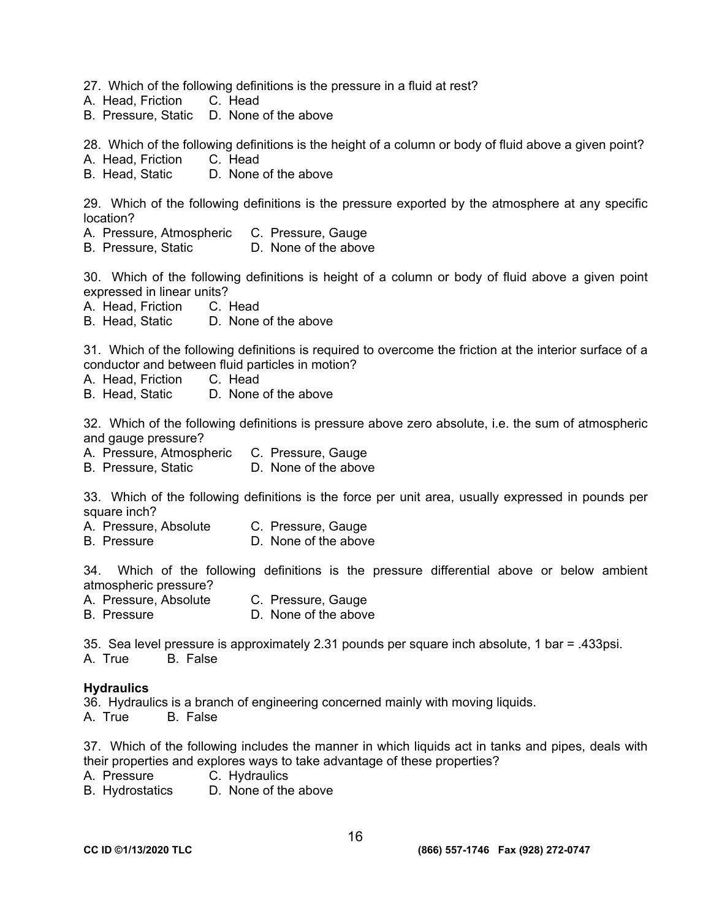27. Which of the following definitions is the pressure in a fluid at rest?
A. Head, Friction C. Head
B. Pressure, Static D. None of the above

28. Which of the following definitions is the height of a column or body of fluid above a given point?
A. Head, Friction C. Head
B. Head, Static D. None of the above

29. Which of the following definitions is the pressure exported by the atmosphere at any specific location?
A. Pressure, Atmospheric C. Pressure, Gauge
B. Pressure, Static D. None of the above

30. Which of the following definitions is height of a column or body of fluid above a given point expressed in linear units?
A. Head, Friction C. Head
B. Head, Static D. None of the above

31. Which of the following definitions is required to overcome the friction at the interior surface of a conductor and between fluid particles in motion?
A. Head, Friction C. Head
B. Head, Static D. None of the above

32. Which of the following definitions is pressure above zero absolute, i.e. the sum of atmospheric and gauge pressure?
A. Pressure, Atmospheric C. Pressure, Gauge
B. Pressure, Static D. None of the above

33. Which of the following definitions is the force per unit area, usually expressed in pounds per square inch?
A. Pressure, Absolute C. Pressure, Gauge
B. Pressure D. None of the above

34. Which of the following definitions is the pressure differential above or below ambient atmospheric pressure?
A. Pressure, Absolute C. Pressure, Gauge
B. Pressure D. None of the above

35. Sea level pressure is approximately 2.31 pounds per square inch absolute, 1 bar = .433psi.
A. True B. False

**Hydraulics**

36. Hydraulics is a branch of engineering concerned mainly with moving liquids.
A. True B. False

37. Which of the following includes the manner in which liquids act in tanks and pipes, deals with their properties and explores ways to take advantage of these properties?
A. Pressure C. Hydraulics
B. Hydrostatics D. None of the above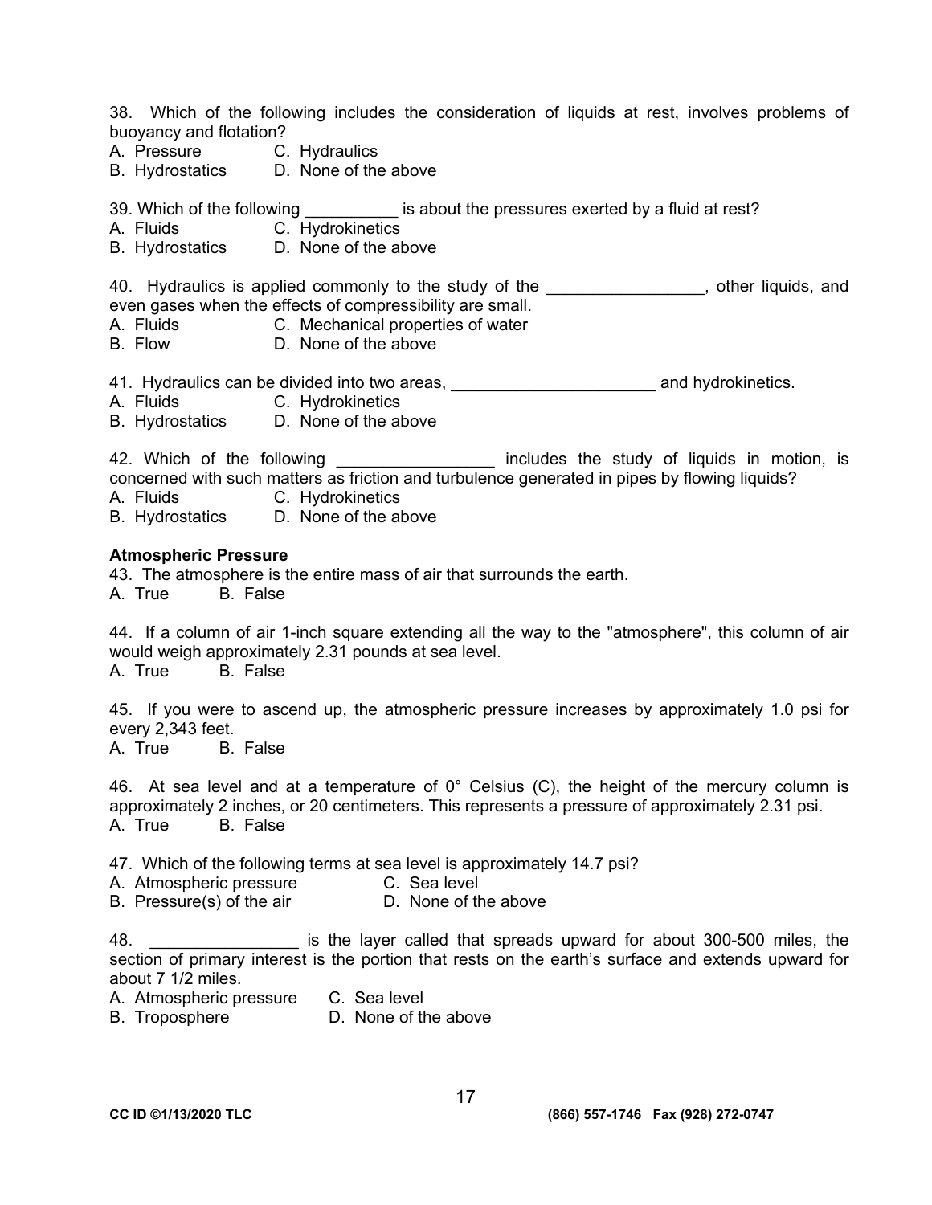38. Which of the following includes the consideration of liquids at rest, involves problems of buoyancy and flotation?
A. Pressure C. Hydraulics
B. Hydrostatics D. None of the above

39. Which of the following __________ is about the pressures exerted by a fluid at rest?
A. Fluids C. Hydrokinetics
B. Hydrostatics D. None of the above

40. Hydraulics is applied commonly to the study of the _________________, other liquids, and even gases when the effects of compressibility are small.
A. Fluids C. Mechanical properties of water
B. Flow D. None of the above

41. Hydraulics can be divided into two areas, ______________________ and hydrokinetics.
A. Fluids C. Hydrokinetics
B. Hydrostatics D. None of the above

42. Which of the following _________________ includes the study of liquids in motion, is concerned with such matters as friction and turbulence generated in pipes by flowing liquids?
A. Fluids C. Hydrokinetics
B. Hydrostatics D. None of the above

**Atmospheric Pressure**

43. The atmosphere is the entire mass of air that surrounds the earth.
A. True B. False

44. If a column of air 1-inch square extending all the way to the "atmosphere", this column of air would weigh approximately 2.31 pounds at sea level.
A. True B. False

45. If you were to ascend up, the atmospheric pressure increases by approximately 1.0 psi for every 2,343 feet.
A. True B. False

46. At sea level and at a temperature of 0° Celsius (C), the height of the mercury column is approximately 2 inches, or 20 centimeters. This represents a pressure of approximately 2.31 psi.
A. True B. False

47. Which of the following terms at sea level is approximately 14.7 psi?
A. Atmospheric pressure C. Sea level
B. Pressure(s) of the air D. None of the above

48. ________________ is the layer called that spreads upward for about 300-500 miles, the section of primary interest is the portion that rests on the earth's surface and extends upward for about 7 1/2 miles.
A. Atmospheric pressure C. Sea level
B. Troposphere D. None of the above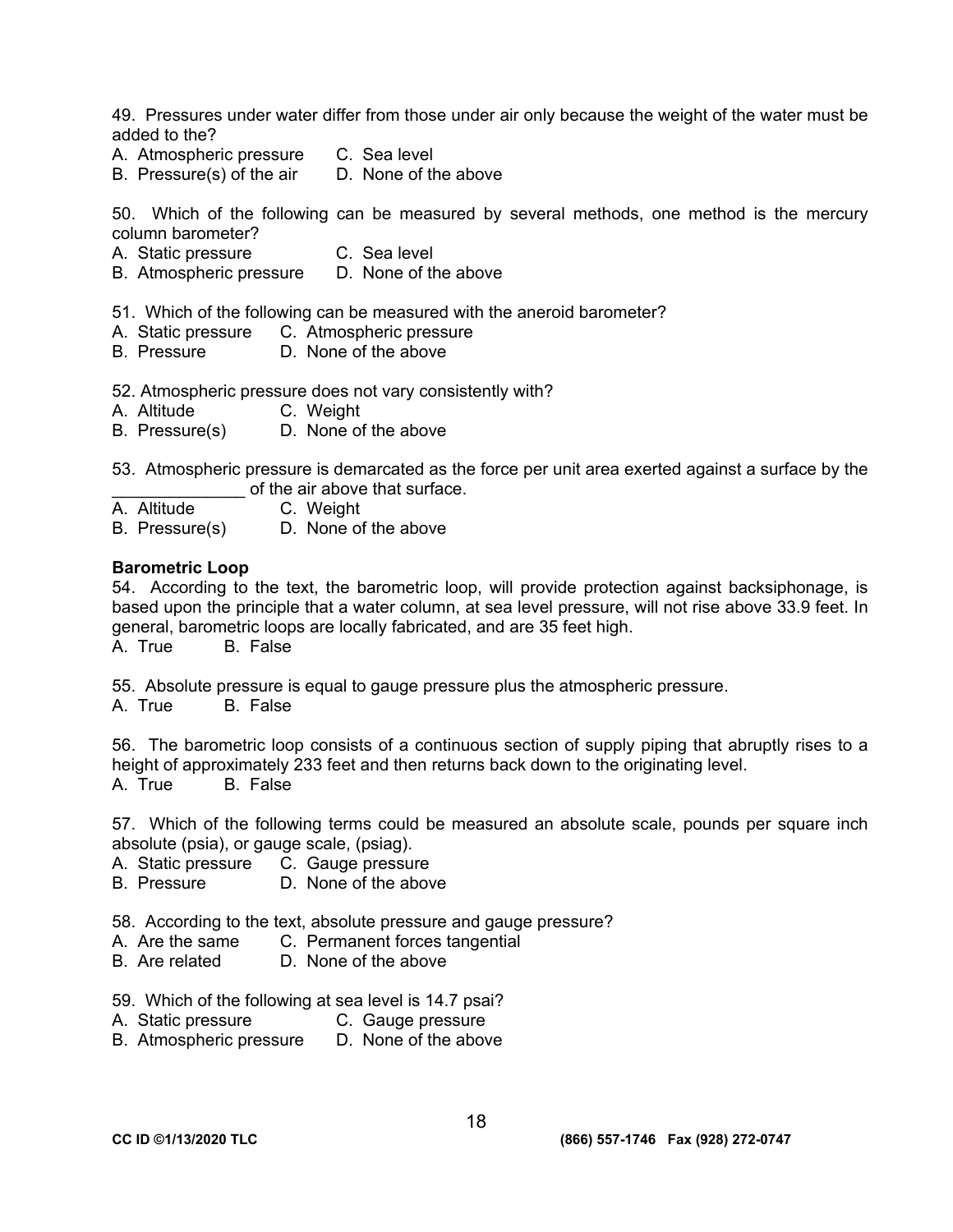49. Pressures under water differ from those under air only because the weight of the water must be added to the?
A. Atmospheric pressure C. Sea level
B. Pressure(s) of the air D. None of the above

50. Which of the following can be measured by several methods, one method is the mercury column barometer?
A. Static pressure C. Sea level
B. Atmospheric pressure D. None of the above

51. Which of the following can be measured with the aneroid barometer?
A. Static pressure C. Atmospheric pressure
B. Pressure D. None of the above

52. Atmospheric pressure does not vary consistently with?
A. Altitude C. Weight
B. Pressure(s) D. None of the above

53. Atmospheric pressure is demarcated as the force per unit area exerted against a surface by the ______________ of the air above that surface.
A. Altitude C. Weight
B. Pressure(s) D. None of the above

**Barometric Loop**

54. According to the text, the barometric loop, will provide protection against backsiphonage, is based upon the principle that a water column, at sea level pressure, will not rise above 33.9 feet. In general, barometric loops are locally fabricated, and are 35 feet high.
A. True B. False

55. Absolute pressure is equal to gauge pressure plus the atmospheric pressure.
A. True B. False

56. The barometric loop consists of a continuous section of supply piping that abruptly rises to a height of approximately 233 feet and then returns back down to the originating level.
A. True B. False

57. Which of the following terms could be measured an absolute scale, pounds per square inch absolute (psia), or gauge scale, (psiag).
A. Static pressure C. Gauge pressure
B. Pressure D. None of the above

58. According to the text, absolute pressure and gauge pressure?
A. Are the same C. Permanent forces tangential
B. Are related D. None of the above

59. Which of the following at sea level is 14.7 psai?
A. Static pressure C. Gauge pressure
B. Atmospheric pressure D. None of the above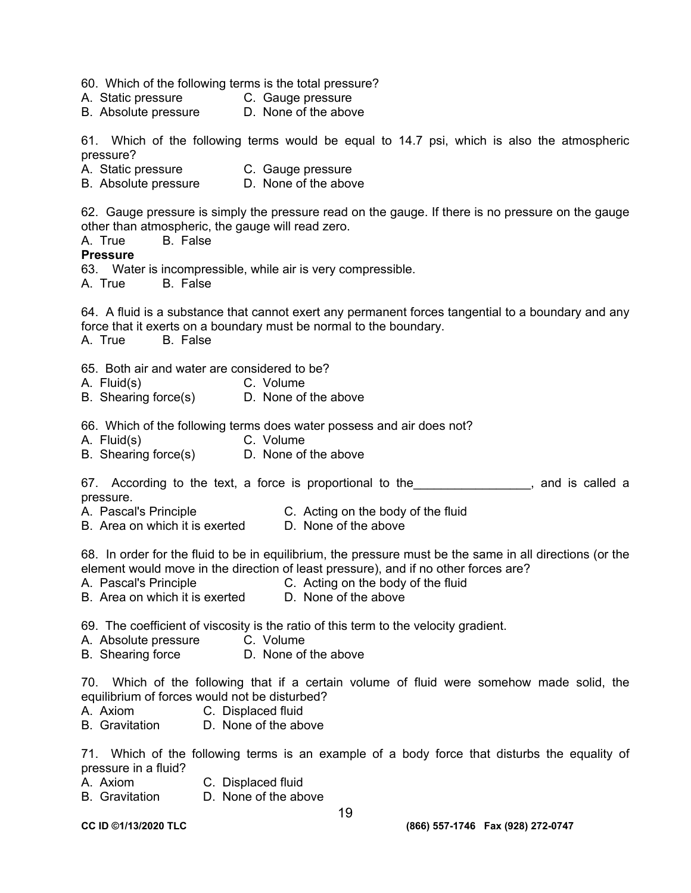60. Which of the following terms is the total pressure?
A. Static pressure  C. Gauge pressure
B. Absolute pressure  D. None of the above

61. Which of the following terms would be equal to 14.7 psi, which is also the atmospheric pressure?
A. Static pressure  C. Gauge pressure
B. Absolute pressure  D. None of the above

62. Gauge pressure is simply the pressure read on the gauge. If there is no pressure on the gauge other than atmospheric, the gauge will read zero.
A. True  B. False

**Pressure**

63. Water is incompressible, while air is very compressible.
A. True  B. False

64. A fluid is a substance that cannot exert any permanent forces tangential to a boundary and any force that it exerts on a boundary must be normal to the boundary.
A. True  B. False

65. Both air and water are considered to be?
A. Fluid(s)  C. Volume
B. Shearing force(s)  D. None of the above

66. Which of the following terms does water possess and air does not?
A. Fluid(s)  C. Volume
B. Shearing force(s)  D. None of the above

67. According to the text, a force is proportional to the_________________, and is called a pressure.
A. Pascal's Principle  C. Acting on the body of the fluid
B. Area on which it is exerted  D. None of the above

68. In order for the fluid to be in equilibrium, the pressure must be the same in all directions (or the element would move in the direction of least pressure), and if no other forces are?
A. Pascal's Principle  C. Acting on the body of the fluid
B. Area on which it is exerted  D. None of the above

69. The coefficient of viscosity is the ratio of this term to the velocity gradient.
A. Absolute pressure  C. Volume
B. Shearing force  D. None of the above

70. Which of the following that if a certain volume of fluid were somehow made solid, the equilibrium of forces would not be disturbed?
A. Axiom  C. Displaced fluid
B. Gravitation  D. None of the above

71. Which of the following terms is an example of a body force that disturbs the equality of pressure in a fluid?
A. Axiom  C. Displaced fluid
B. Gravitation  D. None of the above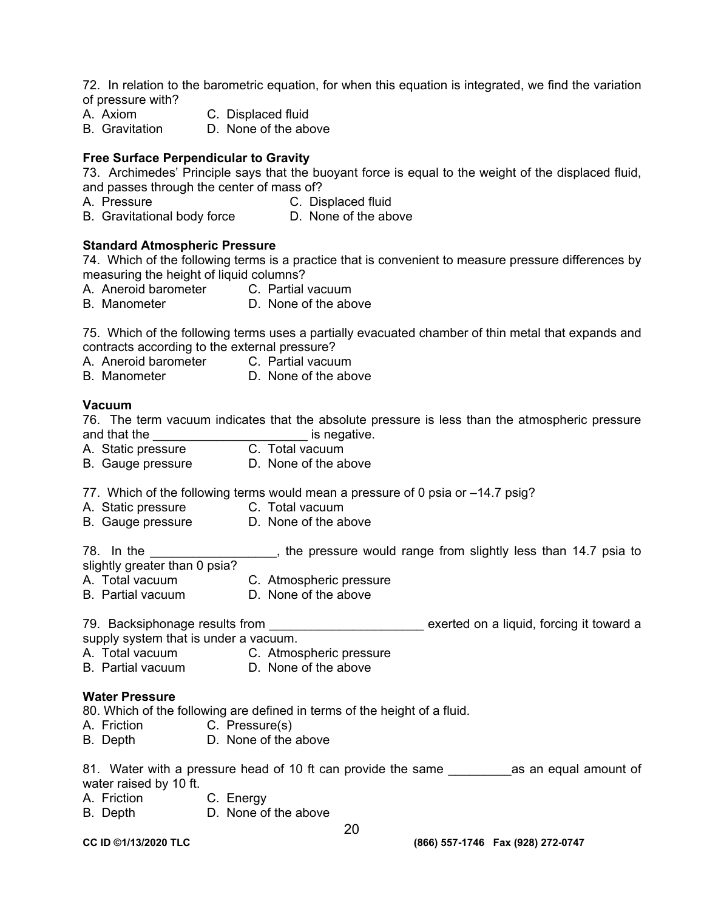72. In relation to the barometric equation, for when this equation is integrated, we find the variation of pressure with?

A. Axiom
B. Gravitation
C. Displaced fluid
D. None of the above

**Free Surface Perpendicular to Gravity**

73. Archimedes' Principle says that the buoyant force is equal to the weight of the displaced fluid, and passes through the center of mass of?

A. Pressure
B. Gravitational body force
C. Displaced fluid
D. None of the above

**Standard Atmospheric Pressure**

74. Which of the following terms is a practice that is convenient to measure pressure differences by measuring the height of liquid columns?

A. Aneroid barometer
B. Manometer
C. Partial vacuum
D. None of the above

75. Which of the following terms uses a partially evacuated chamber of thin metal that expands and contracts according to the external pressure?

A. Aneroid barometer
B. Manometer
C. Partial vacuum
D. None of the above

**Vacuum**

76. The term vacuum indicates that the absolute pressure is less than the atmospheric pressure and that the ______________________ is negative.

A. Static pressure
B. Gauge pressure
C. Total vacuum
D. None of the above

77. Which of the following terms would mean a pressure of 0 psia or –14.7 psig?

A. Static pressure
B. Gauge pressure
C. Total vacuum
D. None of the above

78. In the __________________, the pressure would range from slightly less than 14.7 psia to slightly greater than 0 psia?

A. Total vacuum
B. Partial vacuum
C. Atmospheric pressure
D. None of the above

79. Backsiphonage results from ______________________ exerted on a liquid, forcing it toward a supply system that is under a vacuum.

A. Total vacuum
B. Partial vacuum
C. Atmospheric pressure
D. None of the above

**Water Pressure**

80. Which of the following are defined in terms of the height of a fluid.

A. Friction
B. Depth
C. Pressure(s)
D. None of the above

81. Water with a pressure head of 10 ft can provide the same _________as an equal amount of water raised by 10 ft.

A. Friction
B. Depth
C. Energy
D. None of the above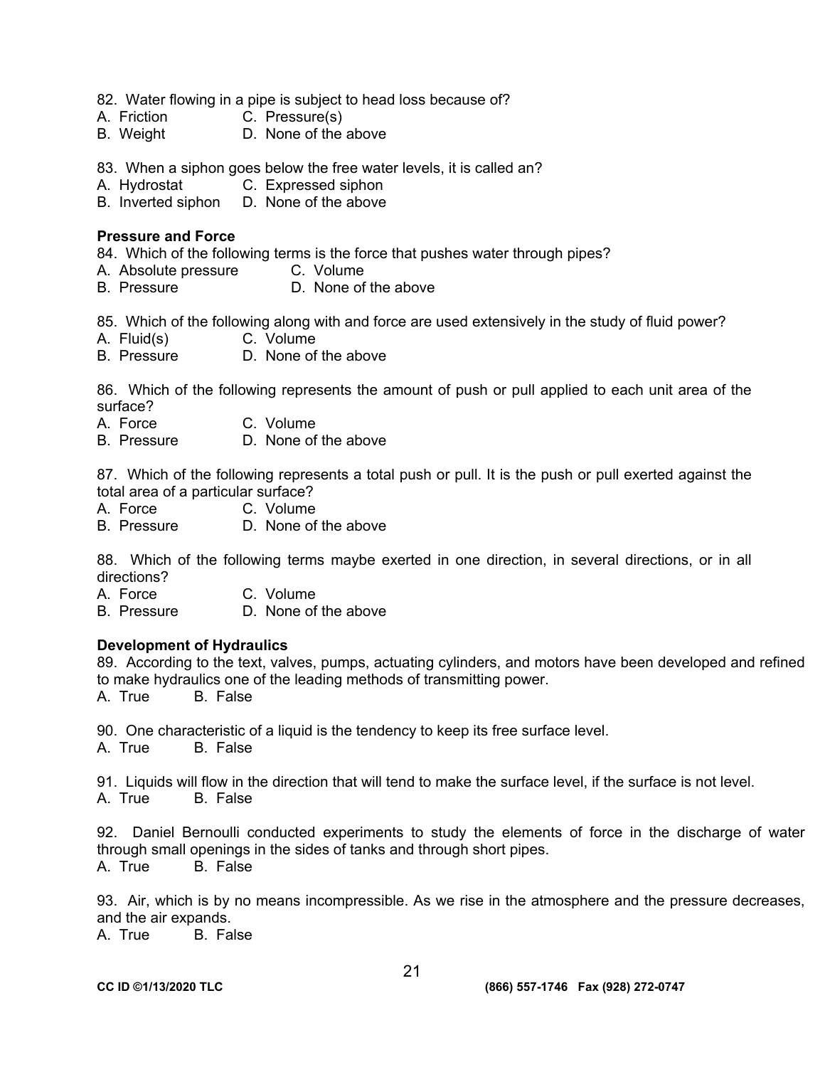82. Water flowing in a pipe is subject to head loss because of?
A. Friction C. Pressure(s)
B. Weight D. None of the above

83. When a siphon goes below the free water levels, it is called an?
A. Hydrostat C. Expressed siphon
B. Inverted siphon D. None of the above

**Pressure and Force**

84. Which of the following terms is the force that pushes water through pipes?
A. Absolute pressure C. Volume
B. Pressure D. None of the above

85. Which of the following along with and force are used extensively in the study of fluid power?
A. Fluid(s) C. Volume
B. Pressure D. None of the above

86. Which of the following represents the amount of push or pull applied to each unit area of the surface?
A. Force C. Volume
B. Pressure D. None of the above

87. Which of the following represents a total push or pull. It is the push or pull exerted against the total area of a particular surface?
A. Force C. Volume
B. Pressure D. None of the above

88. Which of the following terms maybe exerted in one direction, in several directions, or in all directions?
A. Force C. Volume
B. Pressure D. None of the above

**Development of Hydraulics**

89. According to the text, valves, pumps, actuating cylinders, and motors have been developed and refined to make hydraulics one of the leading methods of transmitting power.
A. True B. False

90. One characteristic of a liquid is the tendency to keep its free surface level.
A. True B. False

91. Liquids will flow in the direction that will tend to make the surface level, if the surface is not level.
A. True B. False

92. Daniel Bernoulli conducted experiments to study the elements of force in the discharge of water through small openings in the sides of tanks and through short pipes.
A. True B. False

93. Air, which is by no means incompressible. As we rise in the atmosphere and the pressure decreases, and the air expands.
A. True B. False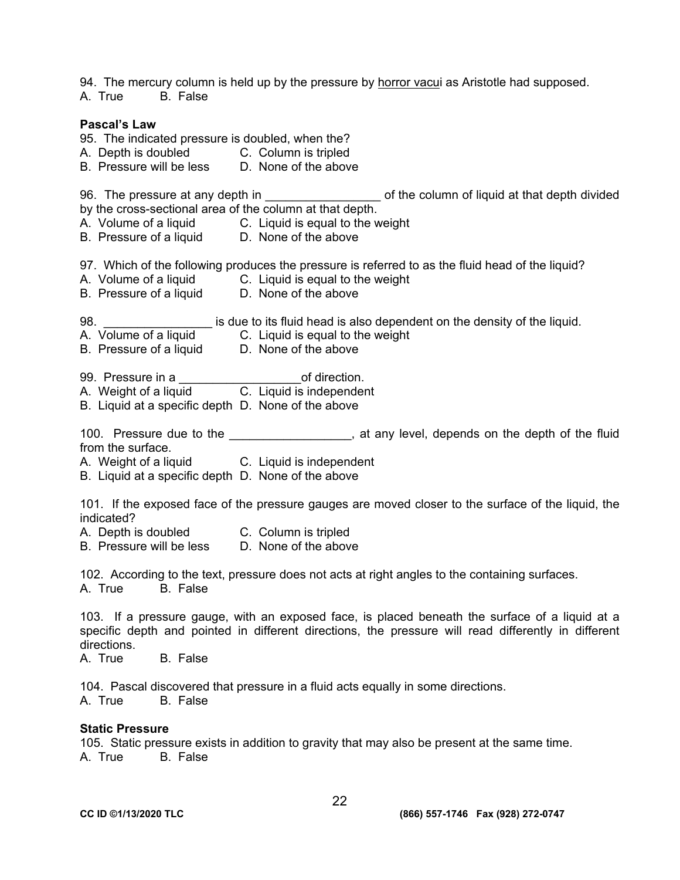94. The mercury column is held up by the pressure by <u>horror vacui</u> as Aristotle had supposed.
A. True B. False

**Pascal's Law**

95. The indicated pressure is doubled, when the?
A. Depth is doubled C. Column is tripled
B. Pressure will be less D. None of the above

96. The pressure at any depth in ________________ of the column of liquid at that depth divided by the cross-sectional area of the column at that depth.
A. Volume of a liquid C. Liquid is equal to the weight
B. Pressure of a liquid D. None of the above

97. Which of the following produces the pressure is referred to as the fluid head of the liquid?
A. Volume of a liquid C. Liquid is equal to the weight
B. Pressure of a liquid D. None of the above

98. ________________ is due to its fluid head is also dependent on the density of the liquid.
A. Volume of a liquid C. Liquid is equal to the weight
B. Pressure of a liquid D. None of the above

99. Pressure in a __________________of direction.
A. Weight of a liquid C. Liquid is independent
B. Liquid at a specific depth D. None of the above

100. Pressure due to the __________________, at any level, depends on the depth of the fluid from the surface.
A. Weight of a liquid C. Liquid is independent
B. Liquid at a specific depth D. None of the above

101. If the exposed face of the pressure gauges are moved closer to the surface of the liquid, the indicated?
A. Depth is doubled C. Column is tripled
B. Pressure will be less D. None of the above

102. According to the text, pressure does not acts at right angles to the containing surfaces.
A. True B. False

103. If a pressure gauge, with an exposed face, is placed beneath the surface of a liquid at a specific depth and pointed in different directions, the pressure will read differently in different directions.
A. True B. False

104. Pascal discovered that pressure in a fluid acts equally in some directions.
A. True B. False

**Static Pressure**

105. Static pressure exists in addition to gravity that may also be present at the same time.
A. True B. False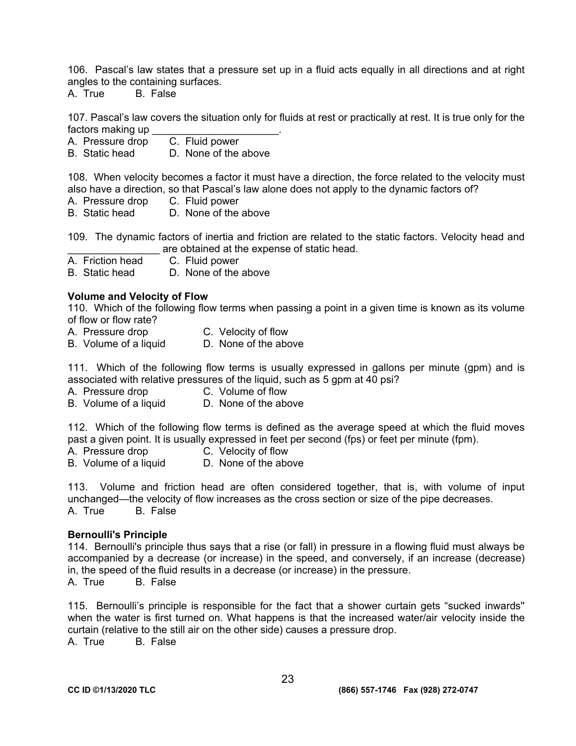106. Pascal's law states that a pressure set up in a fluid acts equally in all directions and at right angles to the containing surfaces.
A. True B. False

107. Pascal's law covers the situation only for fluids at rest or practically at rest. It is true only for the factors making up ______________________.
A. Pressure drop C. Fluid power
B. Static head D. None of the above

108. When velocity becomes a factor it must have a direction, the force related to the velocity must also have a direction, so that Pascal's law alone does not apply to the dynamic factors of?
A. Pressure drop C. Fluid power
B. Static head D. None of the above

109. The dynamic factors of inertia and friction are related to the static factors. Velocity head and ________________ are obtained at the expense of static head.
A. Friction head C. Fluid power
B. Static head D. None of the above

**Volume and Velocity of Flow**

110. Which of the following flow terms when passing a point in a given time is known as its volume of flow or flow rate?
A. Pressure drop C. Velocity of flow
B. Volume of a liquid D. None of the above

111. Which of the following flow terms is usually expressed in gallons per minute (gpm) and is associated with relative pressures of the liquid, such as 5 gpm at 40 psi?
A. Pressure drop C. Volume of flow
B. Volume of a liquid D. None of the above

112. Which of the following flow terms is defined as the average speed at which the fluid moves past a given point. It is usually expressed in feet per second (fps) or feet per minute (fpm).
A. Pressure drop C. Velocity of flow
B. Volume of a liquid D. None of the above

113. Volume and friction head are often considered together, that is, with volume of input unchanged—the velocity of flow increases as the cross section or size of the pipe decreases.
A. True B. False

**Bernoulli's Principle**

114. Bernoulli's principle thus says that a rise (or fall) in pressure in a flowing fluid must always be accompanied by a decrease (or increase) in the speed, and conversely, if an increase (decrease) in, the speed of the fluid results in a decrease (or increase) in the pressure.
A. True B. False

115. Bernoulli's principle is responsible for the fact that a shower curtain gets "sucked inwards" when the water is first turned on. What happens is that the increased water/air velocity inside the curtain (relative to the still air on the other side) causes a pressure drop.
A. True B. False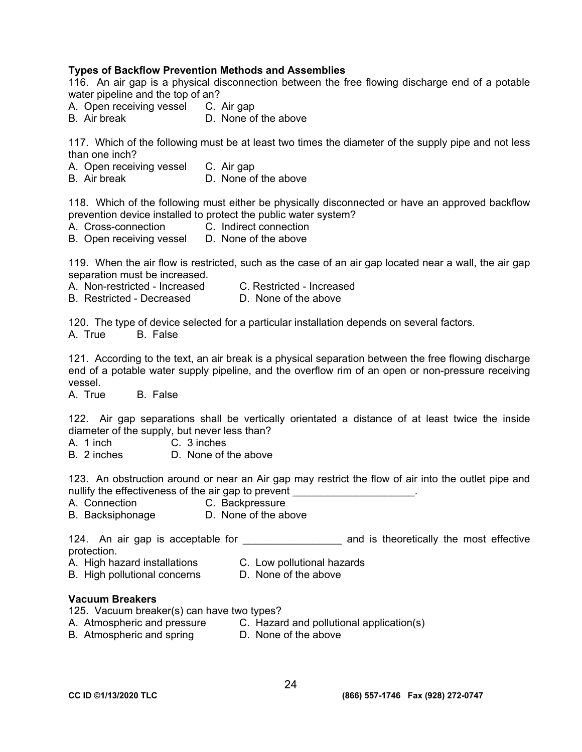**Types of Backflow Prevention Methods and Assemblies**

116. An air gap is a physical disconnection between the free flowing discharge end of a potable water pipeline and the top of an?

A. Open receiving vessel
B. Air break
C. Air gap
D. None of the above

117. Which of the following must be at least two times the diameter of the supply pipe and not less than one inch?

A. Open receiving vessel
B. Air break
C. Air gap
D. None of the above

118. Which of the following must either be physically disconnected or have an approved backflow prevention device installed to protect the public water system?

A. Cross-connection
B. Open receiving vessel
C. Indirect connection
D. None of the above

119. When the air flow is restricted, such as the case of an air gap located near a wall, the air gap separation must be increased.

A. Non-restricted - Increased
B. Restricted - Decreased
C. Restricted - Increased
D. None of the above

120. The type of device selected for a particular installation depends on several factors.

A. True
B. False

121. According to the text, an air break is a physical separation between the free flowing discharge end of a potable water supply pipeline, and the overflow rim of an open or non-pressure receiving vessel.

A. True
B. False

122. Air gap separations shall be vertically orientated a distance of at least twice the inside diameter of the supply, but never less than?

A. 1 inch
B. 2 inches
C. 3 inches
D. None of the above

123. An obstruction around or near an Air gap may restrict the flow of air into the outlet pipe and nullify the effectiveness of the air gap to prevent _____________________.

A. Connection
B. Backsiphonage
C. Backpressure
D. None of the above

124. An air gap is acceptable for _________________ and is theoretically the most effective protection.

A. High hazard installations
B. High pollutional concerns
C. Low pollutional hazards
D. None of the above

**Vacuum Breakers**

125. Vacuum breaker(s) can have two types?

A. Atmospheric and pressure
B. Atmospheric and spring
C. Hazard and pollutional application(s)
D. None of the above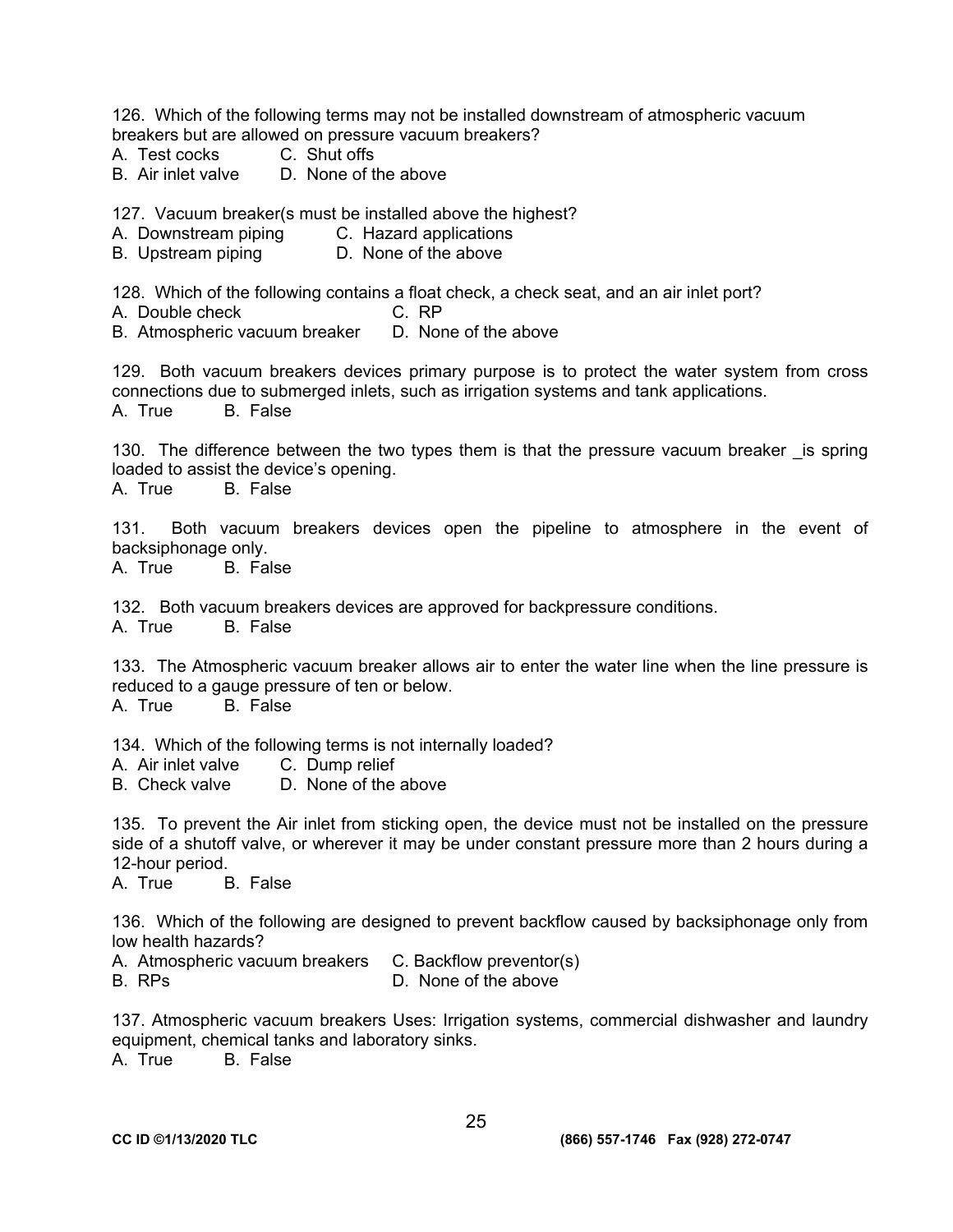126. Which of the following terms may not be installed downstream of atmospheric vacuum breakers but are allowed on pressure vacuum breakers?
A. Test cocks C. Shut offs
B. Air inlet valve D. None of the above

127. Vacuum breaker(s must be installed above the highest?
A. Downstream piping C. Hazard applications
B. Upstream piping D. None of the above

128. Which of the following contains a float check, a check seat, and an air inlet port?
A. Double check C. RP
B. Atmospheric vacuum breaker D. None of the above

129. Both vacuum breakers devices primary purpose is to protect the water system from cross connections due to submerged inlets, such as irrigation systems and tank applications.
A. True B. False

130. The difference between the two types them is that the pressure vacuum breaker _is spring loaded to assist the device's opening.
A. True B. False

131. Both vacuum breakers devices open the pipeline to atmosphere in the event of backsiphonage only.
A. True B. False

132. Both vacuum breakers devices are approved for backpressure conditions.
A. True B. False

133. The Atmospheric vacuum breaker allows air to enter the water line when the line pressure is reduced to a gauge pressure of ten or below.
A. True B. False

134. Which of the following terms is not internally loaded?
A. Air inlet valve C. Dump relief
B. Check valve D. None of the above

135. To prevent the Air inlet from sticking open, the device must not be installed on the pressure side of a shutoff valve, or wherever it may be under constant pressure more than 2 hours during a 12-hour period.
A. True B. False

136. Which of the following are designed to prevent backflow caused by backsiphonage only from low health hazards?
A. Atmospheric vacuum breakers C. Backflow preventor(s)
B. RPs D. None of the above

137. Atmospheric vacuum breakers Uses: Irrigation systems, commercial dishwasher and laundry equipment, chemical tanks and laboratory sinks.
A. True B. False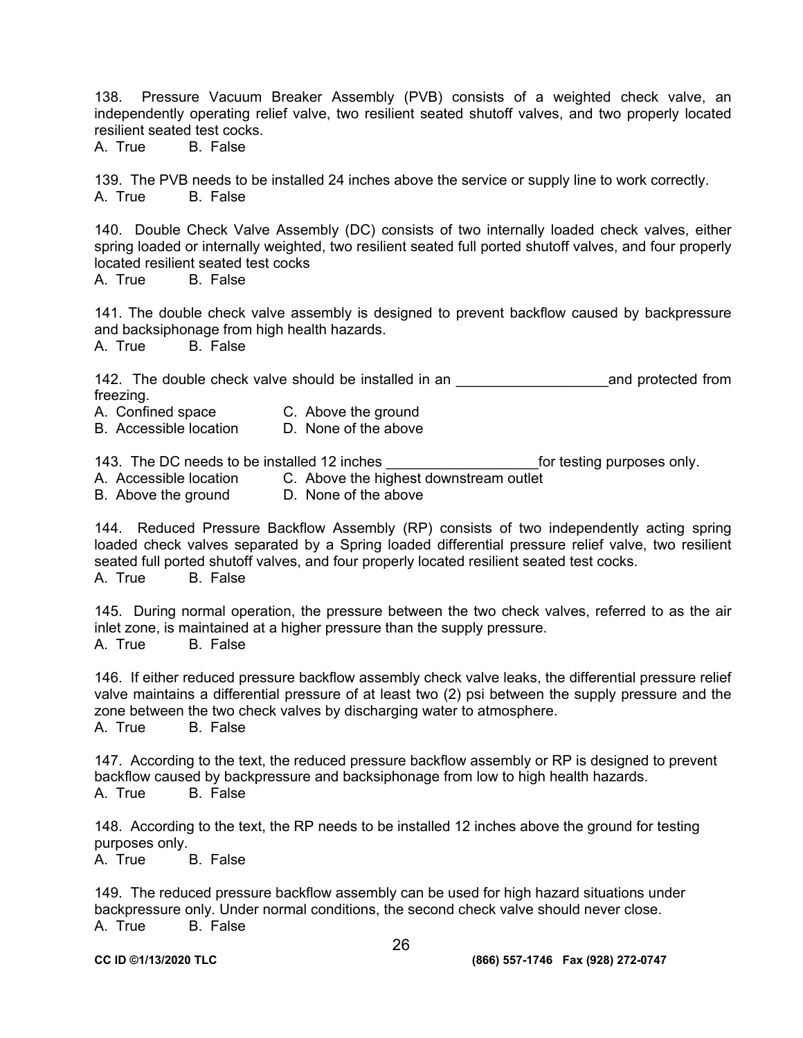138. Pressure Vacuum Breaker Assembly (PVB) consists of a weighted check valve, an independently operating relief valve, two resilient seated shutoff valves, and two properly located resilient seated test cocks.
A. True B. False

139. The PVB needs to be installed 24 inches above the service or supply line to work correctly.
A. True B. False

140. Double Check Valve Assembly (DC) consists of two internally loaded check valves, either spring loaded or internally weighted, two resilient seated full ported shutoff valves, and four properly located resilient seated test cocks
A. True B. False

141. The double check valve assembly is designed to prevent backflow caused by backpressure and backsiphonage from high health hazards.
A. True B. False

142. The double check valve should be installed in an ___________________and protected from freezing.
A. Confined space C. Above the ground
B. Accessible location D. None of the above

143. The DC needs to be installed 12 inches ___________________for testing purposes only.
A. Accessible location C. Above the highest downstream outlet
B. Above the ground D. None of the above

144. Reduced Pressure Backflow Assembly (RP) consists of two independently acting spring loaded check valves separated by a Spring loaded differential pressure relief valve, two resilient seated full ported shutoff valves, and four properly located resilient seated test cocks.
A. True B. False

145. During normal operation, the pressure between the two check valves, referred to as the air inlet zone, is maintained at a higher pressure than the supply pressure.
A. True B. False

146. If either reduced pressure backflow assembly check valve leaks, the differential pressure relief valve maintains a differential pressure of at least two (2) psi between the supply pressure and the zone between the two check valves by discharging water to atmosphere.
A. True B. False

147. According to the text, the reduced pressure backflow assembly or RP is designed to prevent backflow caused by backpressure and backsiphonage from low to high health hazards.
A. True B. False

148. According to the text, the RP needs to be installed 12 inches above the ground for testing purposes only.
A. True B. False

149. The reduced pressure backflow assembly can be used for high hazard situations under backpressure only. Under normal conditions, the second check valve should never close.
A. True B. False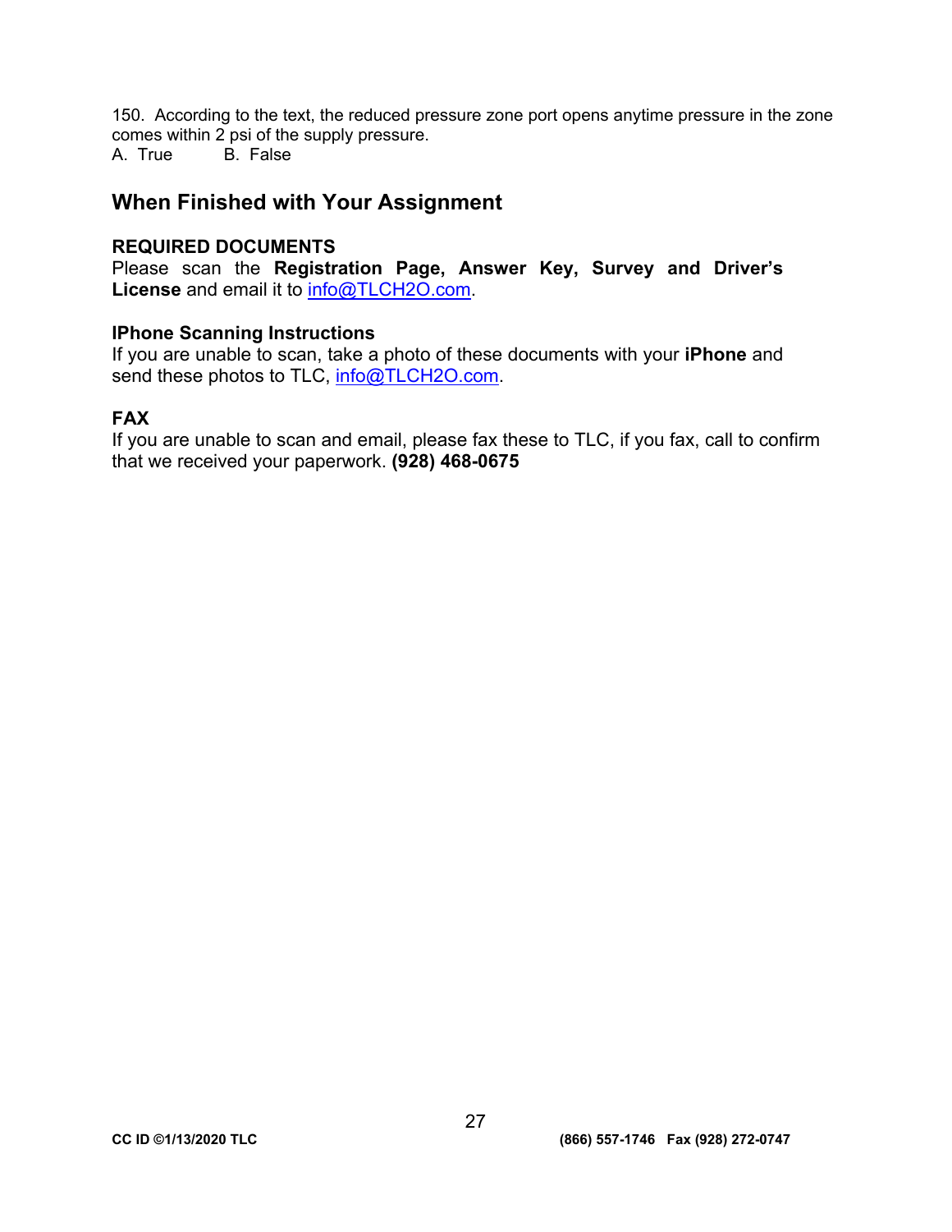150. According to the text, the reduced pressure zone port opens anytime pressure in the zone comes within 2 psi of the supply pressure.
A. True B. False

## When Finished with Your Assignment

**REQUIRED DOCUMENTS**
Please scan the **Registration Page, Answer Key, Survey and Driver's License** and email it to info@TLCH2O.com.

**IPhone Scanning Instructions**
If you are unable to scan, take a photo of these documents with your **iPhone** and send these photos to TLC, info@TLCH2O.com.

**FAX**
If you are unable to scan and email, please fax these to TLC, if you fax, call to confirm that we received your paperwork. **(928) 468-0675**